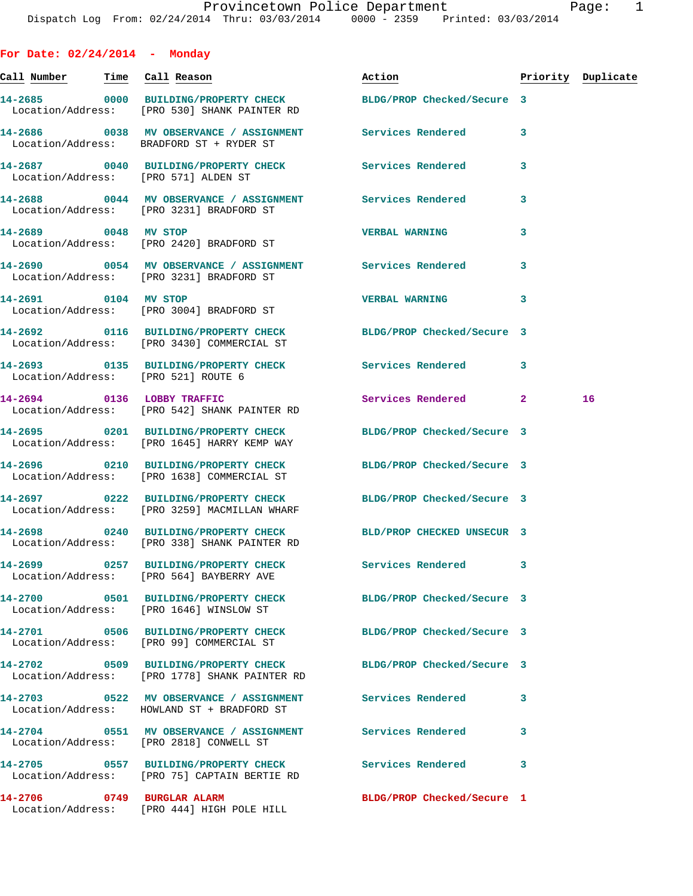Provincetown Police Department
Dispatch Log From: 02/24/2014 Thru: 03/03/2014 0000 - 2359 Printed: 03/03/2014

## For Date: 02/24/2014 - Monday

| Call Number | Time | Call Reason | Action | Priority | Duplicate |
|---|---|---|---|---|---|
| 14-2685 | 0000 | BUILDING/PROPERTY CHECK | BLDG/PROP Checked/Secure | 3 | |
| Location/Address: | | [PRO 530] SHANK PAINTER RD | | | |
| 14-2686 | 0038 | MV OBSERVANCE / ASSIGNMENT | Services Rendered | 3 | |
| Location/Address: | | BRADFORD ST + RYDER ST | | | |
| 14-2687 | 0040 | BUILDING/PROPERTY CHECK | Services Rendered | 3 | |
| Location/Address: | | [PRO 571] ALDEN ST | | | |
| 14-2688 | 0044 | MV OBSERVANCE / ASSIGNMENT | Services Rendered | 3 | |
| Location/Address: | | [PRO 3231] BRADFORD ST | | | |
| 14-2689 | 0048 | MV STOP | VERBAL WARNING | 3 | |
| Location/Address: | | [PRO 2420] BRADFORD ST | | | |
| 14-2690 | 0054 | MV OBSERVANCE / ASSIGNMENT | Services Rendered | 3 | |
| Location/Address: | | [PRO 3231] BRADFORD ST | | | |
| 14-2691 | 0104 | MV STOP | VERBAL WARNING | 3 | |
| Location/Address: | | [PRO 3004] BRADFORD ST | | | |
| 14-2692 | 0116 | BUILDING/PROPERTY CHECK | BLDG/PROP Checked/Secure | 3 | |
| Location/Address: | | [PRO 3430] COMMERCIAL ST | | | |
| 14-2693 | 0135 | BUILDING/PROPERTY CHECK | Services Rendered | 3 | |
| Location/Address: | | [PRO 521] ROUTE 6 | | | |
| 14-2694 | 0136 | LOBBY TRAFFIC | Services Rendered | 2 | 16 |
| Location/Address: | | [PRO 542] SHANK PAINTER RD | | | |
| 14-2695 | 0201 | BUILDING/PROPERTY CHECK | BLDG/PROP Checked/Secure | 3 | |
| Location/Address: | | [PRO 1645] HARRY KEMP WAY | | | |
| 14-2696 | 0210 | BUILDING/PROPERTY CHECK | BLDG/PROP Checked/Secure | 3 | |
| Location/Address: | | [PRO 1638] COMMERCIAL ST | | | |
| 14-2697 | 0222 | BUILDING/PROPERTY CHECK | BLDG/PROP Checked/Secure | 3 | |
| Location/Address: | | [PRO 3259] MACMILLAN WHARF | | | |
| 14-2698 | 0240 | BUILDING/PROPERTY CHECK | BLD/PROP CHECKED UNSECUR | 3 | |
| Location/Address: | | [PRO 338] SHANK PAINTER RD | | | |
| 14-2699 | 0257 | BUILDING/PROPERTY CHECK | Services Rendered | 3 | |
| Location/Address: | | [PRO 564] BAYBERRY AVE | | | |
| 14-2700 | 0501 | BUILDING/PROPERTY CHECK | BLDG/PROP Checked/Secure | 3 | |
| Location/Address: | | [PRO 1646] WINSLOW ST | | | |
| 14-2701 | 0506 | BUILDING/PROPERTY CHECK | BLDG/PROP Checked/Secure | 3 | |
| Location/Address: | | [PRO 99] COMMERCIAL ST | | | |
| 14-2702 | 0509 | BUILDING/PROPERTY CHECK | BLDG/PROP Checked/Secure | 3 | |
| Location/Address: | | [PRO 1778] SHANK PAINTER RD | | | |
| 14-2703 | 0522 | MV OBSERVANCE / ASSIGNMENT | Services Rendered | 3 | |
| Location/Address: | | HOWLAND ST + BRADFORD ST | | | |
| 14-2704 | 0551 | MV OBSERVANCE / ASSIGNMENT | Services Rendered | 3 | |
| Location/Address: | | [PRO 2818] CONWELL ST | | | |
| 14-2705 | 0557 | BUILDING/PROPERTY CHECK | Services Rendered | 3 | |
| Location/Address: | | [PRO 75] CAPTAIN BERTIE RD | | | |
| 14-2706 | 0749 | BURGLAR ALARM | BLDG/PROP Checked/Secure | 1 | |
| Location/Address: | | [PRO 444] HIGH POLE HILL | | | |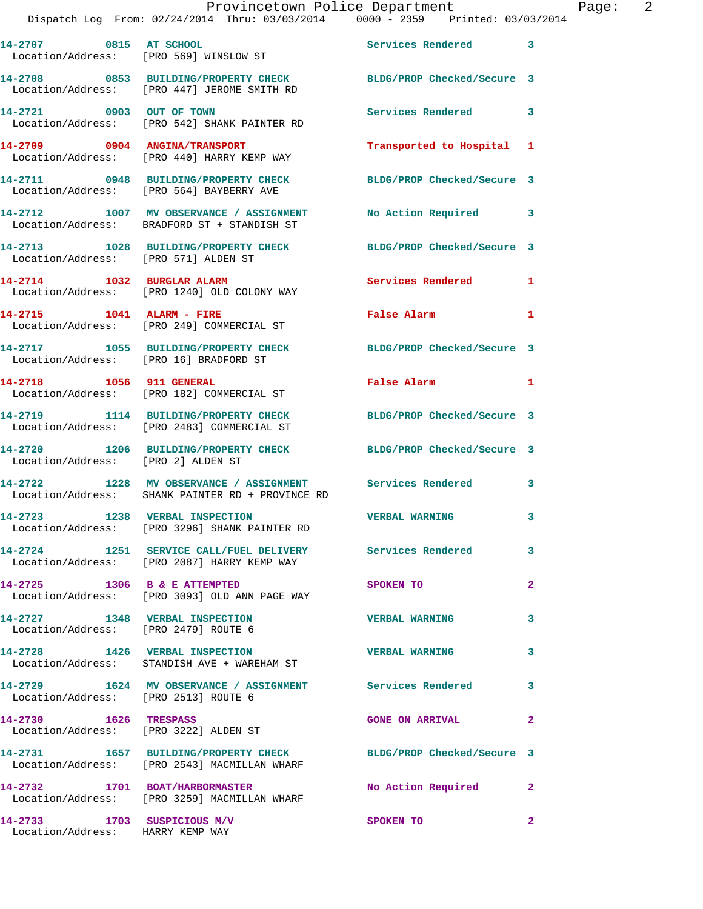| Call # | Time | Call Reason | Action | Priority |
|---|---|---|---|---|
| 14-2707 | 0815 | AT SCHOOL | Services Rendered | 3 |
| Location/Address: [PRO 569] WINSLOW ST | | | | |
| 14-2708 | 0853 | BUILDING/PROPERTY CHECK | BLDG/PROP Checked/Secure | 3 |
| Location/Address: [PRO 447] JEROME SMITH RD | | | | |
| 14-2721 | 0903 | OUT OF TOWN | Services Rendered | 3 |
| Location/Address: [PRO 542] SHANK PAINTER RD | | | | |
| 14-2709 | 0904 | ANGINA/TRANSPORT | Transported to Hospital | 1 |
| Location/Address: [PRO 440] HARRY KEMP WAY | | | | |
| 14-2711 | 0948 | BUILDING/PROPERTY CHECK | BLDG/PROP Checked/Secure | 3 |
| Location/Address: [PRO 564] BAYBERRY AVE | | | | |
| 14-2712 | 1007 | MV OBSERVANCE / ASSIGNMENT | No Action Required | 3 |
| Location/Address: BRADFORD ST + STANDISH ST | | | | |
| 14-2713 | 1028 | BUILDING/PROPERTY CHECK | BLDG/PROP Checked/Secure | 3 |
| Location/Address: [PRO 571] ALDEN ST | | | | |
| 14-2714 | 1032 | BURGLAR ALARM | Services Rendered | 1 |
| Location/Address: [PRO 1240] OLD COLONY WAY | | | | |
| 14-2715 | 1041 | ALARM - FIRE | False Alarm | 1 |
| Location/Address: [PRO 249] COMMERCIAL ST | | | | |
| 14-2717 | 1055 | BUILDING/PROPERTY CHECK | BLDG/PROP Checked/Secure | 3 |
| Location/Address: [PRO 16] BRADFORD ST | | | | |
| 14-2718 | 1056 | 911 GENERAL | False Alarm | 1 |
| Location/Address: [PRO 182] COMMERCIAL ST | | | | |
| 14-2719 | 1114 | BUILDING/PROPERTY CHECK | BLDG/PROP Checked/Secure | 3 |
| Location/Address: [PRO 2483] COMMERCIAL ST | | | | |
| 14-2720 | 1206 | BUILDING/PROPERTY CHECK | BLDG/PROP Checked/Secure | 3 |
| Location/Address: [PRO 2] ALDEN ST | | | | |
| 14-2722 | 1228 | MV OBSERVANCE / ASSIGNMENT | Services Rendered | 3 |
| Location/Address: SHANK PAINTER RD + PROVINCE RD | | | | |
| 14-2723 | 1238 | VERBAL INSPECTION | VERBAL WARNING | 3 |
| Location/Address: [PRO 3296] SHANK PAINTER RD | | | | |
| 14-2724 | 1251 | SERVICE CALL/FUEL DELIVERY | Services Rendered | 3 |
| Location/Address: [PRO 2087] HARRY KEMP WAY | | | | |
| 14-2725 | 1306 | B & E ATTEMPTED | SPOKEN TO | 2 |
| Location/Address: [PRO 3093] OLD ANN PAGE WAY | | | | |
| 14-2727 | 1348 | VERBAL INSPECTION | VERBAL WARNING | 3 |
| Location/Address: [PRO 2479] ROUTE 6 | | | | |
| 14-2728 | 1426 | VERBAL INSPECTION | VERBAL WARNING | 3 |
| Location/Address: STANDISH AVE + WAREHAM ST | | | | |
| 14-2729 | 1624 | MV OBSERVANCE / ASSIGNMENT | Services Rendered | 3 |
| Location/Address: [PRO 2513] ROUTE 6 | | | | |
| 14-2730 | 1626 | TRESPASS | GONE ON ARRIVAL | 2 |
| Location/Address: [PRO 3222] ALDEN ST | | | | |
| 14-2731 | 1657 | BUILDING/PROPERTY CHECK | BLDG/PROP Checked/Secure | 3 |
| Location/Address: [PRO 2543] MACMILLAN WHARF | | | | |
| 14-2732 | 1701 | BOAT/HARBORMASTER | No Action Required | 2 |
| Location/Address: [PRO 3259] MACMILLAN WHARF | | | | |
| 14-2733 | 1703 | SUSPICIOUS M/V | SPOKEN TO | 2 |
| Location/Address: HARRY KEMP WAY | | | | |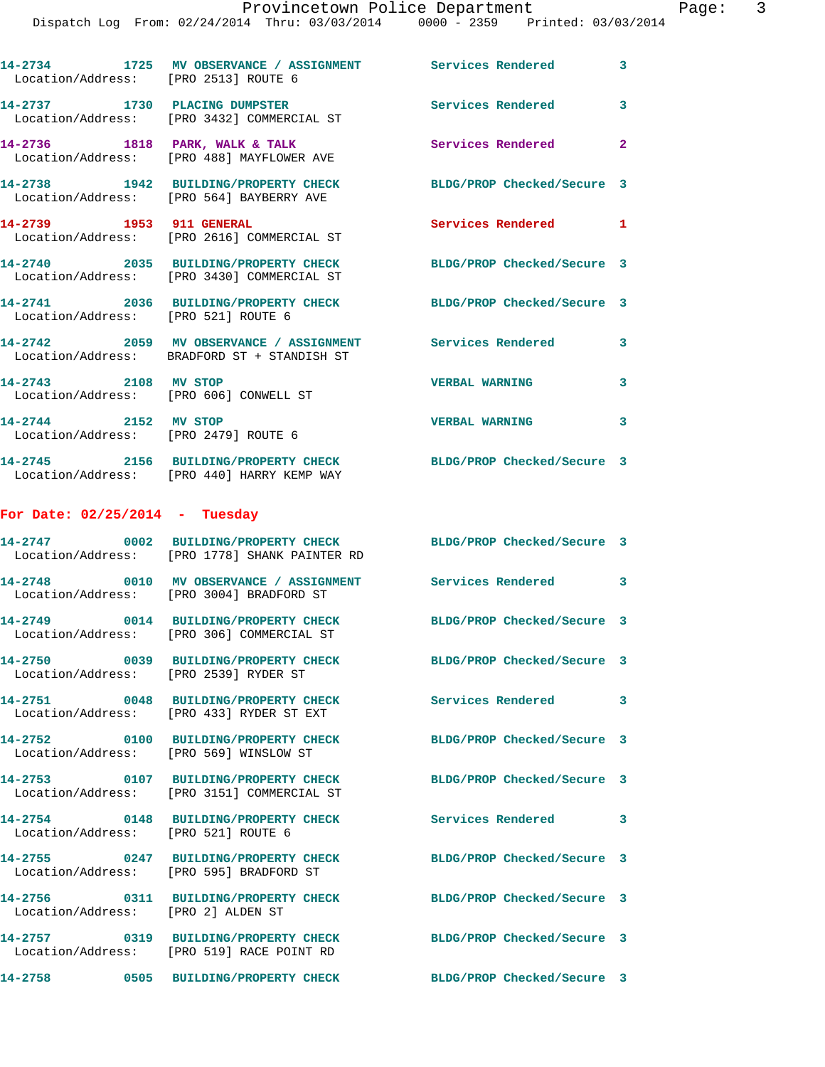14-2734 1725 MV OBSERVANCE / ASSIGNMENT Services Rendered 3
Location/Address: [PRO 2513] ROUTE 6

14-2737 1730 PLACING DUMPSTER Services Rendered 3
Location/Address: [PRO 3432] COMMERCIAL ST

14-2736 1818 PARK, WALK & TALK Services Rendered 2
Location/Address: [PRO 488] MAYFLOWER AVE

14-2738 1942 BUILDING/PROPERTY CHECK BLDG/PROP Checked/Secure 3
Location/Address: [PRO 564] BAYBERRY AVE

14-2739 1953 911 GENERAL Services Rendered 1
Location/Address: [PRO 2616] COMMERCIAL ST

14-2740 2035 BUILDING/PROPERTY CHECK BLDG/PROP Checked/Secure 3
Location/Address: [PRO 3430] COMMERCIAL ST

14-2741 2036 BUILDING/PROPERTY CHECK BLDG/PROP Checked/Secure 3
Location/Address: [PRO 521] ROUTE 6

14-2742 2059 MV OBSERVANCE / ASSIGNMENT Services Rendered 3
Location/Address: BRADFORD ST + STANDISH ST

14-2743 2108 MV STOP VERBAL WARNING 3
Location/Address: [PRO 606] CONWELL ST

14-2744 2152 MV STOP VERBAL WARNING 3
Location/Address: [PRO 2479] ROUTE 6

14-2745 2156 BUILDING/PROPERTY CHECK BLDG/PROP Checked/Secure 3
Location/Address: [PRO 440] HARRY KEMP WAY

**For Date: 02/25/2014 - Tuesday**

14-2747 0002 BUILDING/PROPERTY CHECK BLDG/PROP Checked/Secure 3
Location/Address: [PRO 1778] SHANK PAINTER RD

14-2748 0010 MV OBSERVANCE / ASSIGNMENT Services Rendered 3
Location/Address: [PRO 3004] BRADFORD ST

14-2749 0014 BUILDING/PROPERTY CHECK BLDG/PROP Checked/Secure 3
Location/Address: [PRO 306] COMMERCIAL ST

14-2750 0039 BUILDING/PROPERTY CHECK BLDG/PROP Checked/Secure 3
Location/Address: [PRO 2539] RYDER ST

14-2751 0048 BUILDING/PROPERTY CHECK Services Rendered 3
Location/Address: [PRO 433] RYDER ST EXT

14-2752 0100 BUILDING/PROPERTY CHECK BLDG/PROP Checked/Secure 3
Location/Address: [PRO 569] WINSLOW ST

14-2753 0107 BUILDING/PROPERTY CHECK BLDG/PROP Checked/Secure 3
Location/Address: [PRO 3151] COMMERCIAL ST

14-2754 0148 BUILDING/PROPERTY CHECK Services Rendered 3
Location/Address: [PRO 521] ROUTE 6

14-2755 0247 BUILDING/PROPERTY CHECK BLDG/PROP Checked/Secure 3
Location/Address: [PRO 595] BRADFORD ST

14-2756 0311 BUILDING/PROPERTY CHECK BLDG/PROP Checked/Secure 3
Location/Address: [PRO 2] ALDEN ST

14-2757 0319 BUILDING/PROPERTY CHECK BLDG/PROP Checked/Secure 3
Location/Address: [PRO 519] RACE POINT RD

14-2758 0505 BUILDING/PROPERTY CHECK BLDG/PROP Checked/Secure 3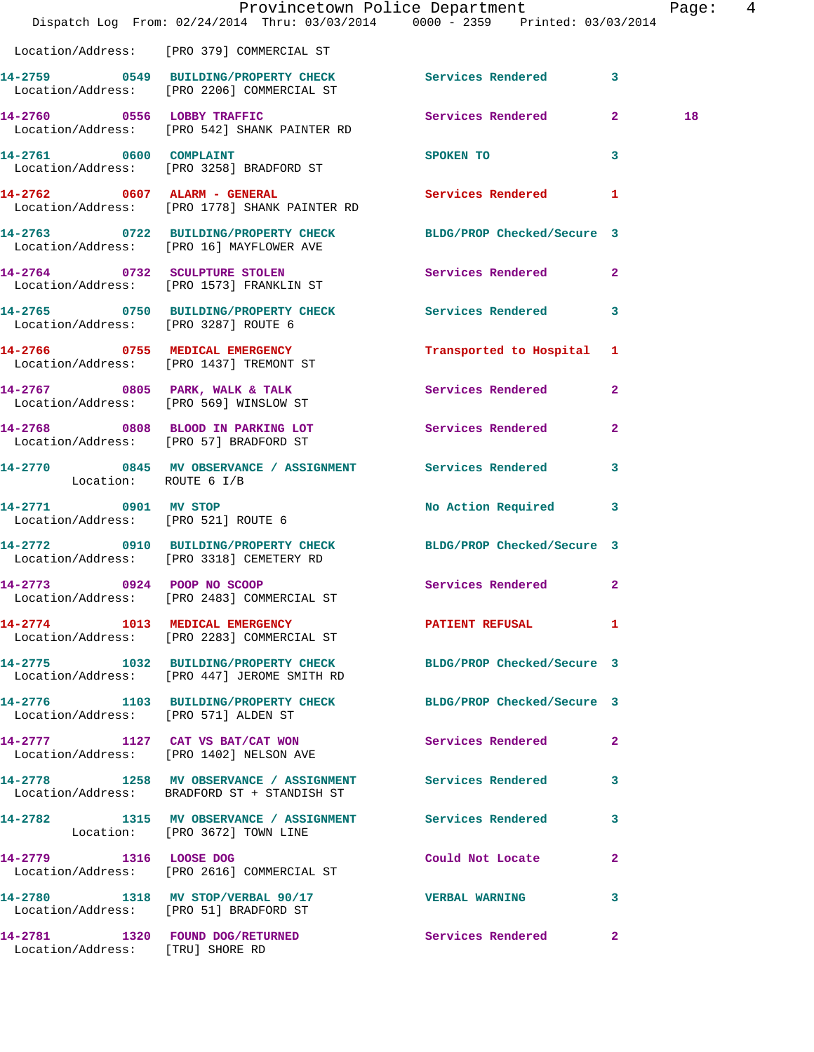Location/Address: [PRO 379] COMMERCIAL ST

| | | | | | |
|---|---|---|---|---|---|
| 14-2759 | 0549 | BUILDING/PROPERTY CHECK | Services Rendered | 3 | |
| | | Location/Address: [PRO 2206] COMMERCIAL ST | | | |
| 14-2760 | 0556 | LOBBY TRAFFIC | Services Rendered | 2 | 18 |
| | | Location/Address: [PRO 542] SHANK PAINTER RD | | | |
| 14-2761 | 0600 | COMPLAINT | SPOKEN TO | 3 | |
| | | Location/Address: [PRO 3258] BRADFORD ST | | | |
| 14-2762 | 0607 | ALARM - GENERAL | Services Rendered | 1 | |
| | | Location/Address: [PRO 1778] SHANK PAINTER RD | | | |
| 14-2763 | 0722 | BUILDING/PROPERTY CHECK | BLDG/PROP Checked/Secure | 3 | |
| | | Location/Address: [PRO 16] MAYFLOWER AVE | | | |
| 14-2764 | 0732 | SCULPTURE STOLEN | Services Rendered | 2 | |
| | | Location/Address: [PRO 1573] FRANKLIN ST | | | |
| 14-2765 | 0750 | BUILDING/PROPERTY CHECK | Services Rendered | 3 | |
| | | Location/Address: [PRO 3287] ROUTE 6 | | | |
| 14-2766 | 0755 | MEDICAL EMERGENCY | Transported to Hospital | 1 | |
| | | Location/Address: [PRO 1437] TREMONT ST | | | |
| 14-2767 | 0805 | PARK, WALK & TALK | Services Rendered | 2 | |
| | | Location/Address: [PRO 569] WINSLOW ST | | | |
| 14-2768 | 0808 | BLOOD IN PARKING LOT | Services Rendered | 2 | |
| | | Location/Address: [PRO 57] BRADFORD ST | | | |
| 14-2770 | 0845 | MV OBSERVANCE / ASSIGNMENT | Services Rendered | 3 | |
| | | Location: ROUTE 6 I/B | | | |
| 14-2771 | 0901 | MV STOP | No Action Required | 3 | |
| | | Location/Address: [PRO 521] ROUTE 6 | | | |
| 14-2772 | 0910 | BUILDING/PROPERTY CHECK | BLDG/PROP Checked/Secure | 3 | |
| | | Location/Address: [PRO 3318] CEMETERY RD | | | |
| 14-2773 | 0924 | POOP NO SCOOP | Services Rendered | 2 | |
| | | Location/Address: [PRO 2483] COMMERCIAL ST | | | |
| 14-2774 | 1013 | MEDICAL EMERGENCY | PATIENT REFUSAL | 1 | |
| | | Location/Address: [PRO 2283] COMMERCIAL ST | | | |
| 14-2775 | 1032 | BUILDING/PROPERTY CHECK | BLDG/PROP Checked/Secure | 3 | |
| | | Location/Address: [PRO 447] JEROME SMITH RD | | | |
| 14-2776 | 1103 | BUILDING/PROPERTY CHECK | BLDG/PROP Checked/Secure | 3 | |
| | | Location/Address: [PRO 571] ALDEN ST | | | |
| 14-2777 | 1127 | CAT VS BAT/CAT WON | Services Rendered | 2 | |
| | | Location/Address: [PRO 1402] NELSON AVE | | | |
| 14-2778 | 1258 | MV OBSERVANCE / ASSIGNMENT | Services Rendered | 3 | |
| | | Location/Address: BRADFORD ST + STANDISH ST | | | |
| 14-2782 | 1315 | MV OBSERVANCE / ASSIGNMENT | Services Rendered | 3 | |
| | | Location: [PRO 3672] TOWN LINE | | | |
| 14-2779 | 1316 | LOOSE DOG | Could Not Locate | 2 | |
| | | Location/Address: [PRO 2616] COMMERCIAL ST | | | |
| 14-2780 | 1318 | MV STOP/VERBAL 90/17 | VERBAL WARNING | 3 | |
| | | Location/Address: [PRO 51] BRADFORD ST | | | |
| 14-2781 | 1320 | FOUND DOG/RETURNED | Services Rendered | 2 | |
| | | Location/Address: [TRU] SHORE RD | | | |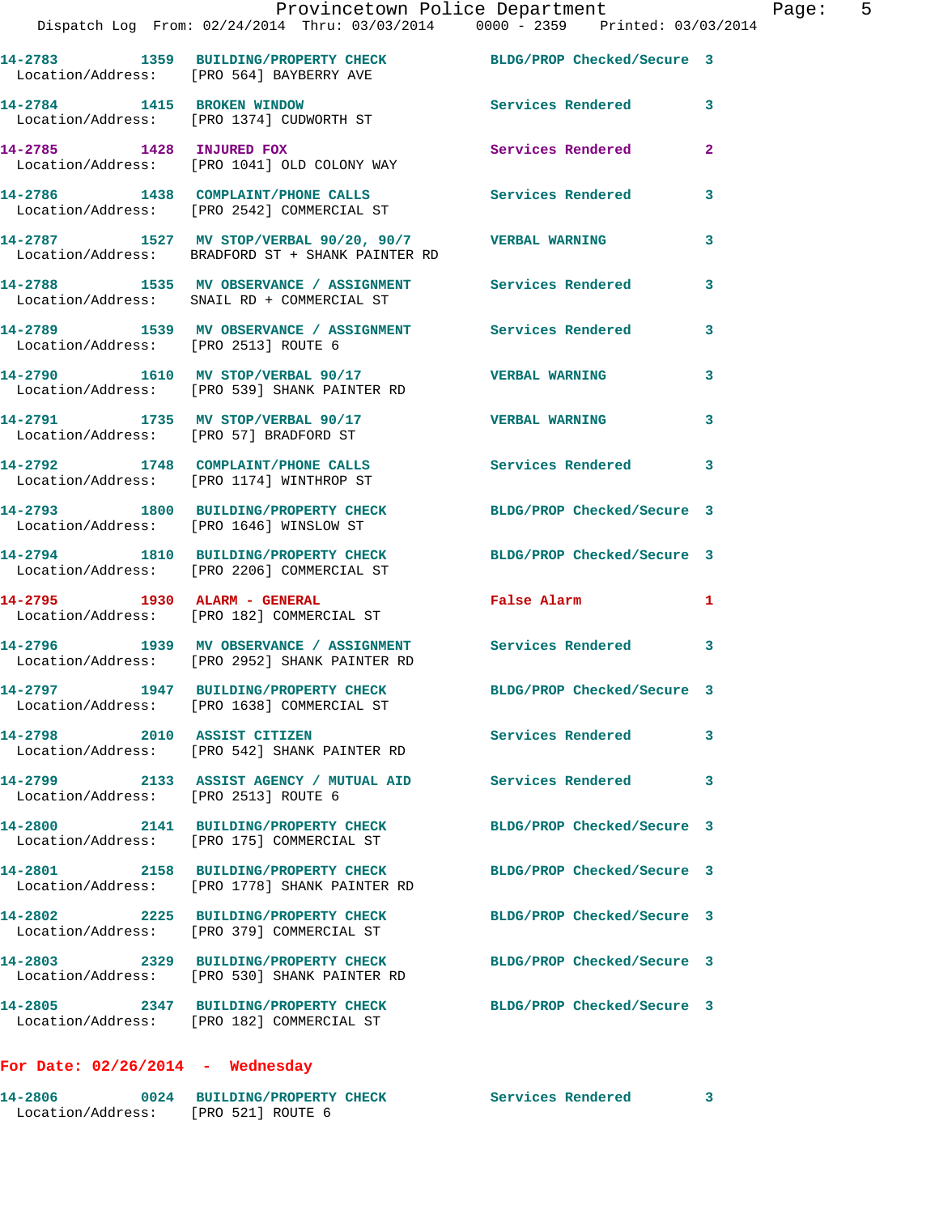14-2783 1359 BUILDING/PROPERTY CHECK BLDG/PROP Checked/Secure 3
Location/Address: [PRO 564] BAYBERRY AVE

14-2784 1415 BROKEN WINDOW Services Rendered 3
Location/Address: [PRO 1374] CUDWORTH ST

14-2785 1428 INJURED FOX Services Rendered 2
Location/Address: [PRO 1041] OLD COLONY WAY

14-2786 1438 COMPLAINT/PHONE CALLS Services Rendered 3
Location/Address: [PRO 2542] COMMERCIAL ST

14-2787 1527 MV STOP/VERBAL 90/20, 90/7 VERBAL WARNING 3
Location/Address: BRADFORD ST + SHANK PAINTER RD

14-2788 1535 MV OBSERVANCE / ASSIGNMENT Services Rendered 3
Location/Address: SNAIL RD + COMMERCIAL ST

14-2789 1539 MV OBSERVANCE / ASSIGNMENT Services Rendered 3
Location/Address: [PRO 2513] ROUTE 6

14-2790 1610 MV STOP/VERBAL 90/17 VERBAL WARNING 3
Location/Address: [PRO 539] SHANK PAINTER RD

14-2791 1735 MV STOP/VERBAL 90/17 VERBAL WARNING 3
Location/Address: [PRO 57] BRADFORD ST

14-2792 1748 COMPLAINT/PHONE CALLS Services Rendered 3
Location/Address: [PRO 1174] WINTHROP ST

14-2793 1800 BUILDING/PROPERTY CHECK BLDG/PROP Checked/Secure 3
Location/Address: [PRO 1646] WINSLOW ST

14-2794 1810 BUILDING/PROPERTY CHECK BLDG/PROP Checked/Secure 3
Location/Address: [PRO 2206] COMMERCIAL ST

14-2795 1930 ALARM - GENERAL False Alarm 1
Location/Address: [PRO 182] COMMERCIAL ST

14-2796 1939 MV OBSERVANCE / ASSIGNMENT Services Rendered 3
Location/Address: [PRO 2952] SHANK PAINTER RD

14-2797 1947 BUILDING/PROPERTY CHECK BLDG/PROP Checked/Secure 3
Location/Address: [PRO 1638] COMMERCIAL ST

14-2798 2010 ASSIST CITIZEN Services Rendered 3
Location/Address: [PRO 542] SHANK PAINTER RD

14-2799 2133 ASSIST AGENCY / MUTUAL AID Services Rendered 3
Location/Address: [PRO 2513] ROUTE 6

14-2800 2141 BUILDING/PROPERTY CHECK BLDG/PROP Checked/Secure 3
Location/Address: [PRO 175] COMMERCIAL ST

14-2801 2158 BUILDING/PROPERTY CHECK BLDG/PROP Checked/Secure 3
Location/Address: [PRO 1778] SHANK PAINTER RD

14-2802 2225 BUILDING/PROPERTY CHECK BLDG/PROP Checked/Secure 3
Location/Address: [PRO 379] COMMERCIAL ST

14-2803 2329 BUILDING/PROPERTY CHECK BLDG/PROP Checked/Secure 3
Location/Address: [PRO 530] SHANK PAINTER RD

14-2805 2347 BUILDING/PROPERTY CHECK BLDG/PROP Checked/Secure 3
Location/Address: [PRO 182] COMMERCIAL ST

**For Date: 02/26/2014 - Wednesday**

14-2806 0024 BUILDING/PROPERTY CHECK Services Rendered 3
Location/Address: [PRO 521] ROUTE 6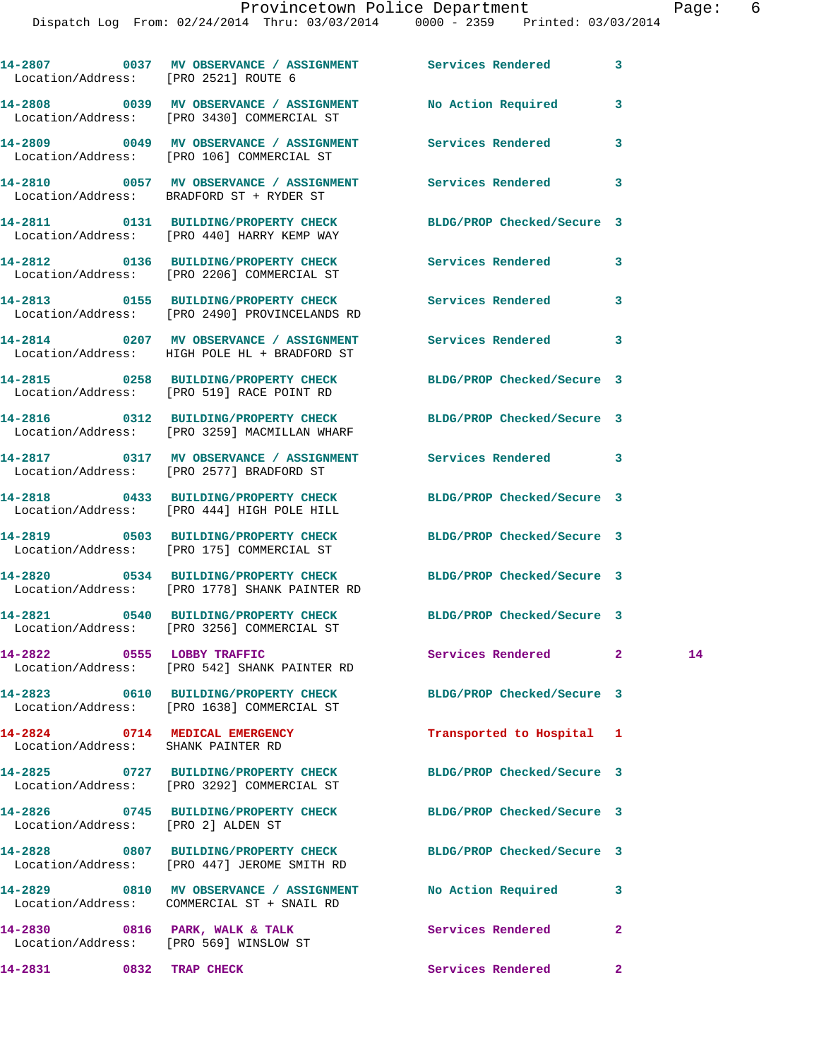14-2807 0037 MV OBSERVANCE / ASSIGNMENT Services Rendered 3
Location/Address: [PRO 2521] ROUTE 6

14-2808 0039 MV OBSERVANCE / ASSIGNMENT No Action Required 3
Location/Address: [PRO 3430] COMMERCIAL ST

14-2809 0049 MV OBSERVANCE / ASSIGNMENT Services Rendered 3
Location/Address: [PRO 106] COMMERCIAL ST

14-2810 0057 MV OBSERVANCE / ASSIGNMENT Services Rendered 3
Location/Address: BRADFORD ST + RYDER ST

14-2811 0131 BUILDING/PROPERTY CHECK BLDG/PROP Checked/Secure 3
Location/Address: [PRO 440] HARRY KEMP WAY

14-2812 0136 BUILDING/PROPERTY CHECK Services Rendered 3
Location/Address: [PRO 2206] COMMERCIAL ST

14-2813 0155 BUILDING/PROPERTY CHECK Services Rendered 3
Location/Address: [PRO 2490] PROVINCELANDS RD

14-2814 0207 MV OBSERVANCE / ASSIGNMENT Services Rendered 3
Location/Address: HIGH POLE HL + BRADFORD ST

14-2815 0258 BUILDING/PROPERTY CHECK BLDG/PROP Checked/Secure 3
Location/Address: [PRO 519] RACE POINT RD

14-2816 0312 BUILDING/PROPERTY CHECK BLDG/PROP Checked/Secure 3
Location/Address: [PRO 3259] MACMILLAN WHARF

14-2817 0317 MV OBSERVANCE / ASSIGNMENT Services Rendered 3
Location/Address: [PRO 2577] BRADFORD ST

14-2818 0433 BUILDING/PROPERTY CHECK BLDG/PROP Checked/Secure 3
Location/Address: [PRO 444] HIGH POLE HILL

14-2819 0503 BUILDING/PROPERTY CHECK BLDG/PROP Checked/Secure 3
Location/Address: [PRO 175] COMMERCIAL ST

14-2820 0534 BUILDING/PROPERTY CHECK BLDG/PROP Checked/Secure 3
Location/Address: [PRO 1778] SHANK PAINTER RD

14-2821 0540 BUILDING/PROPERTY CHECK BLDG/PROP Checked/Secure 3
Location/Address: [PRO 3256] COMMERCIAL ST

14-2822 0555 LOBBY TRAFFIC Services Rendered 2 14
Location/Address: [PRO 542] SHANK PAINTER RD

14-2823 0610 BUILDING/PROPERTY CHECK BLDG/PROP Checked/Secure 3
Location/Address: [PRO 1638] COMMERCIAL ST

14-2824 0714 MEDICAL EMERGENCY Transported to Hospital 1
Location/Address: SHANK PAINTER RD

14-2825 0727 BUILDING/PROPERTY CHECK BLDG/PROP Checked/Secure 3
Location/Address: [PRO 3292] COMMERCIAL ST

14-2826 0745 BUILDING/PROPERTY CHECK BLDG/PROP Checked/Secure 3
Location/Address: [PRO 2] ALDEN ST

14-2828 0807 BUILDING/PROPERTY CHECK BLDG/PROP Checked/Secure 3
Location/Address: [PRO 447] JEROME SMITH RD

14-2829 0810 MV OBSERVANCE / ASSIGNMENT No Action Required 3
Location/Address: COMMERCIAL ST + SNAIL RD

14-2830 0816 PARK, WALK & TALK Services Rendered 2
Location/Address: [PRO 569] WINSLOW ST

14-2831 0832 TRAP CHECK Services Rendered 2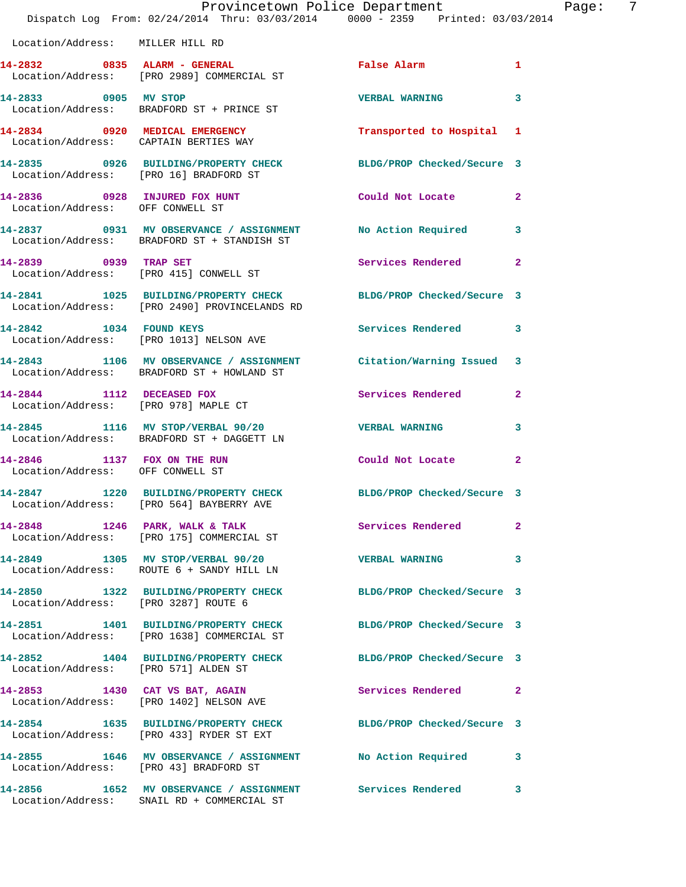Location/Address: MILLER HILL RD

**14-2832 0835 ALARM - GENERAL** False Alarm 1
Location/Address: [PRO 2989] COMMERCIAL ST

**14-2833 0905 MV STOP** VERBAL WARNING 3
Location/Address: BRADFORD ST + PRINCE ST

**14-2834 0920 MEDICAL EMERGENCY** Transported to Hospital 1
Location/Address: CAPTAIN BERTIES WAY

**14-2835 0926 BUILDING/PROPERTY CHECK** BLDG/PROP Checked/Secure 3
Location/Address: [PRO 16] BRADFORD ST

**14-2836 0928 INJURED FOX HUNT** Could Not Locate 2
Location/Address: OFF CONWELL ST

**14-2837 0931 MV OBSERVANCE / ASSIGNMENT** No Action Required 3
Location/Address: BRADFORD ST + STANDISH ST

**14-2839 0939 TRAP SET** Services Rendered 2
Location/Address: [PRO 415] CONWELL ST

**14-2841 1025 BUILDING/PROPERTY CHECK** BLDG/PROP Checked/Secure 3
Location/Address: [PRO 2490] PROVINCELANDS RD

**14-2842 1034 FOUND KEYS** Services Rendered 3
Location/Address: [PRO 1013] NELSON AVE

**14-2843 1106 MV OBSERVANCE / ASSIGNMENT** Citation/Warning Issued 3
Location/Address: BRADFORD ST + HOWLAND ST

**14-2844 1112 DECEASED FOX** Services Rendered 2
Location/Address: [PRO 978] MAPLE CT

**14-2845 1116 MV STOP/VERBAL 90/20** VERBAL WARNING 3
Location/Address: BRADFORD ST + DAGGETT LN

**14-2846 1137 FOX ON THE RUN** Could Not Locate 2
Location/Address: OFF CONWELL ST

**14-2847 1220 BUILDING/PROPERTY CHECK** BLDG/PROP Checked/Secure 3
Location/Address: [PRO 564] BAYBERRY AVE

**14-2848 1246 PARK, WALK & TALK** Services Rendered 2
Location/Address: [PRO 175] COMMERCIAL ST

**14-2849 1305 MV STOP/VERBAL 90/20** VERBAL WARNING 3
Location/Address: ROUTE 6 + SANDY HILL LN

**14-2850 1322 BUILDING/PROPERTY CHECK** BLDG/PROP Checked/Secure 3
Location/Address: [PRO 3287] ROUTE 6

**14-2851 1401 BUILDING/PROPERTY CHECK** BLDG/PROP Checked/Secure 3
Location/Address: [PRO 1638] COMMERCIAL ST

**14-2852 1404 BUILDING/PROPERTY CHECK** BLDG/PROP Checked/Secure 3
Location/Address: [PRO 571] ALDEN ST

**14-2853 1430 CAT VS BAT, AGAIN** Services Rendered 2
Location/Address: [PRO 1402] NELSON AVE

**14-2854 1635 BUILDING/PROPERTY CHECK** BLDG/PROP Checked/Secure 3
Location/Address: [PRO 433] RYDER ST EXT

**14-2855 1646 MV OBSERVANCE / ASSIGNMENT** No Action Required 3
Location/Address: [PRO 43] BRADFORD ST

**14-2856 1652 MV OBSERVANCE / ASSIGNMENT** Services Rendered 3
Location/Address: SNAIL RD + COMMERCIAL ST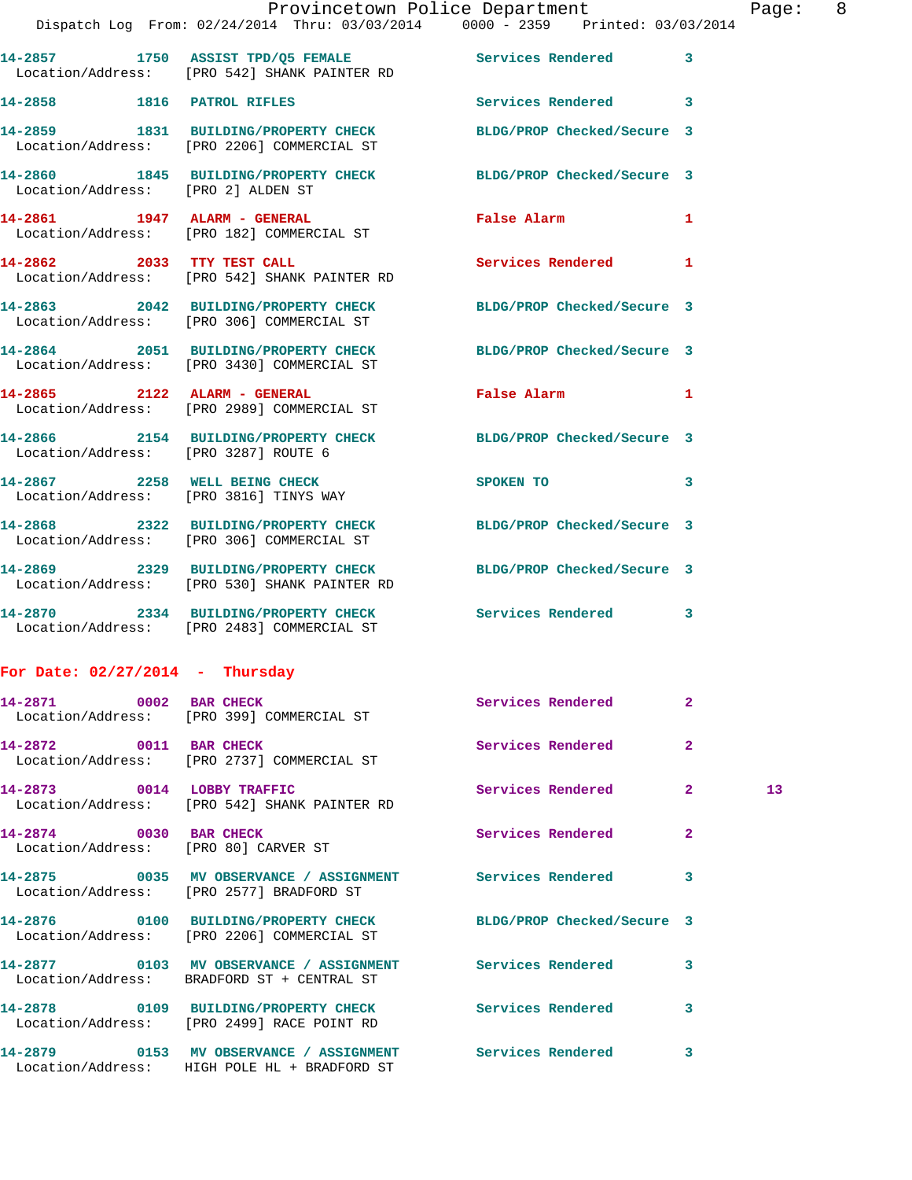14-2857 1750 ASSIST TPD/Q5 FEMALE Services Rendered 3
Location/Address: [PRO 542] SHANK PAINTER RD

14-2858 1816 PATROL RIFLES Services Rendered 3

14-2859 1831 BUILDING/PROPERTY CHECK BLDG/PROP Checked/Secure 3
Location/Address: [PRO 2206] COMMERCIAL ST

14-2860 1845 BUILDING/PROPERTY CHECK BLDG/PROP Checked/Secure 3
Location/Address: [PRO 2] ALDEN ST

14-2861 1947 ALARM - GENERAL False Alarm 1
Location/Address: [PRO 182] COMMERCIAL ST

14-2862 2033 TTY TEST CALL Services Rendered 1
Location/Address: [PRO 542] SHANK PAINTER RD

14-2863 2042 BUILDING/PROPERTY CHECK BLDG/PROP Checked/Secure 3
Location/Address: [PRO 306] COMMERCIAL ST

14-2864 2051 BUILDING/PROPERTY CHECK BLDG/PROP Checked/Secure 3
Location/Address: [PRO 3430] COMMERCIAL ST

14-2865 2122 ALARM - GENERAL False Alarm 1
Location/Address: [PRO 2989] COMMERCIAL ST

14-2866 2154 BUILDING/PROPERTY CHECK BLDG/PROP Checked/Secure 3
Location/Address: [PRO 3287] ROUTE 6

14-2867 2258 WELL BEING CHECK SPOKEN TO 3
Location/Address: [PRO 3816] TINYS WAY

14-2868 2322 BUILDING/PROPERTY CHECK BLDG/PROP Checked/Secure 3
Location/Address: [PRO 306] COMMERCIAL ST

14-2869 2329 BUILDING/PROPERTY CHECK BLDG/PROP Checked/Secure 3
Location/Address: [PRO 530] SHANK PAINTER RD

14-2870 2334 BUILDING/PROPERTY CHECK Services Rendered 3
Location/Address: [PRO 2483] COMMERCIAL ST

**For Date: 02/27/2014 - Thursday**

14-2871 0002 BAR CHECK Services Rendered 2
Location/Address: [PRO 399] COMMERCIAL ST

14-2872 0011 BAR CHECK Services Rendered 2
Location/Address: [PRO 2737] COMMERCIAL ST

14-2873 0014 LOBBY TRAFFIC Services Rendered 2 13
Location/Address: [PRO 542] SHANK PAINTER RD

14-2874 0030 BAR CHECK Services Rendered 2
Location/Address: [PRO 80] CARVER ST

14-2875 0035 MV OBSERVANCE / ASSIGNMENT Services Rendered 3
Location/Address: [PRO 2577] BRADFORD ST

14-2876 0100 BUILDING/PROPERTY CHECK BLDG/PROP Checked/Secure 3
Location/Address: [PRO 2206] COMMERCIAL ST

14-2877 0103 MV OBSERVANCE / ASSIGNMENT Services Rendered 3
Location/Address: BRADFORD ST + CENTRAL ST

14-2878 0109 BUILDING/PROPERTY CHECK Services Rendered 3
Location/Address: [PRO 2499] RACE POINT RD

14-2879 0153 MV OBSERVANCE / ASSIGNMENT Services Rendered 3
Location/Address: HIGH POLE HL + BRADFORD ST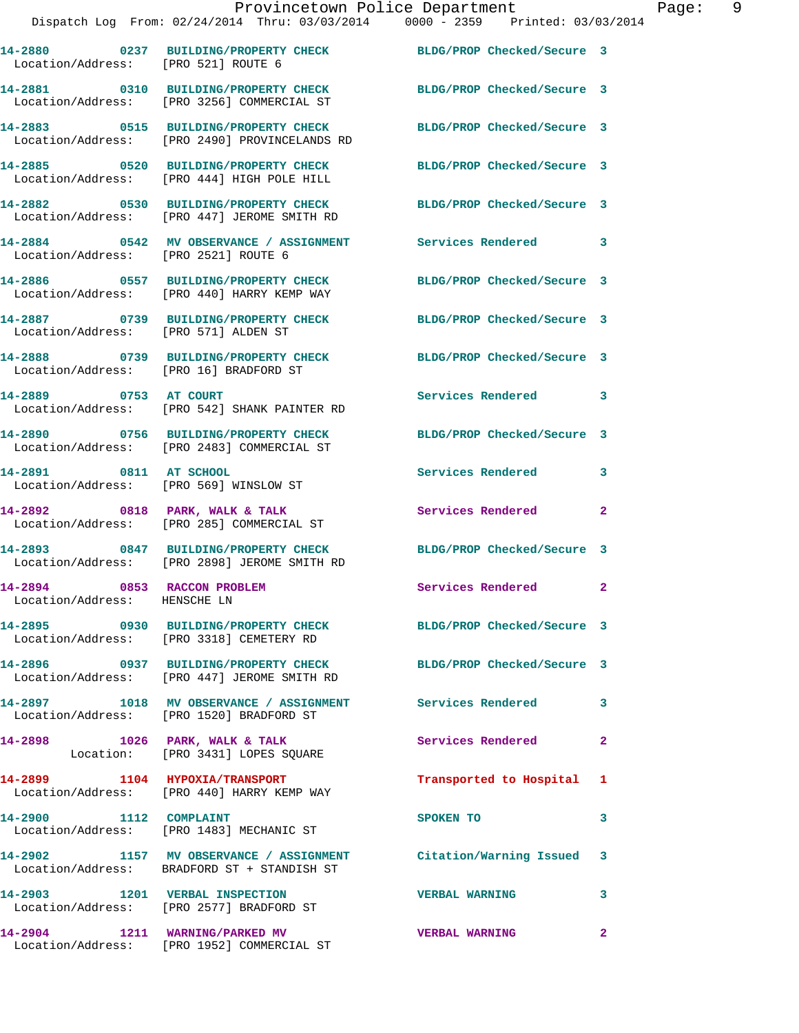14-2880 0237 BUILDING/PROPERTY CHECK BLDG/PROP Checked/Secure 3
Location/Address: [PRO 521] ROUTE 6

14-2881 0310 BUILDING/PROPERTY CHECK BLDG/PROP Checked/Secure 3
Location/Address: [PRO 3256] COMMERCIAL ST

14-2883 0515 BUILDING/PROPERTY CHECK BLDG/PROP Checked/Secure 3
Location/Address: [PRO 2490] PROVINCELANDS RD

14-2885 0520 BUILDING/PROPERTY CHECK BLDG/PROP Checked/Secure 3
Location/Address: [PRO 444] HIGH POLE HILL

14-2882 0530 BUILDING/PROPERTY CHECK BLDG/PROP Checked/Secure 3
Location/Address: [PRO 447] JEROME SMITH RD

14-2884 0542 MV OBSERVANCE / ASSIGNMENT Services Rendered 3
Location/Address: [PRO 2521] ROUTE 6

14-2886 0557 BUILDING/PROPERTY CHECK BLDG/PROP Checked/Secure 3
Location/Address: [PRO 440] HARRY KEMP WAY

14-2887 0739 BUILDING/PROPERTY CHECK BLDG/PROP Checked/Secure 3
Location/Address: [PRO 571] ALDEN ST

14-2888 0739 BUILDING/PROPERTY CHECK BLDG/PROP Checked/Secure 3
Location/Address: [PRO 16] BRADFORD ST

14-2889 0753 AT COURT Services Rendered 3
Location/Address: [PRO 542] SHANK PAINTER RD

14-2890 0756 BUILDING/PROPERTY CHECK BLDG/PROP Checked/Secure 3
Location/Address: [PRO 2483] COMMERCIAL ST

14-2891 0811 AT SCHOOL Services Rendered 3
Location/Address: [PRO 569] WINSLOW ST

14-2892 0818 PARK, WALK & TALK Services Rendered 2
Location/Address: [PRO 285] COMMERCIAL ST

14-2893 0847 BUILDING/PROPERTY CHECK BLDG/PROP Checked/Secure 3
Location/Address: [PRO 2898] JEROME SMITH RD

14-2894 0853 RACCON PROBLEM Services Rendered 2
Location/Address: HENSCHE LN

14-2895 0930 BUILDING/PROPERTY CHECK BLDG/PROP Checked/Secure 3
Location/Address: [PRO 3318] CEMETERY RD

14-2896 0937 BUILDING/PROPERTY CHECK BLDG/PROP Checked/Secure 3
Location/Address: [PRO 447] JEROME SMITH RD

14-2897 1018 MV OBSERVANCE / ASSIGNMENT Services Rendered 3
Location/Address: [PRO 1520] BRADFORD ST

14-2898 1026 PARK, WALK & TALK Services Rendered 2
Location: [PRO 3431] LOPES SQUARE

14-2899 1104 HYPOXIA/TRANSPORT Transported to Hospital 1
Location/Address: [PRO 440] HARRY KEMP WAY

14-2900 1112 COMPLAINT SPOKEN TO 3
Location/Address: [PRO 1483] MECHANIC ST

14-2902 1157 MV OBSERVANCE / ASSIGNMENT Citation/Warning Issued 3
Location/Address: BRADFORD ST + STANDISH ST

14-2903 1201 VERBAL INSPECTION VERBAL WARNING 3
Location/Address: [PRO 2577] BRADFORD ST

14-2904 1211 WARNING/PARKED MV VERBAL WARNING 2
Location/Address: [PRO 1952] COMMERCIAL ST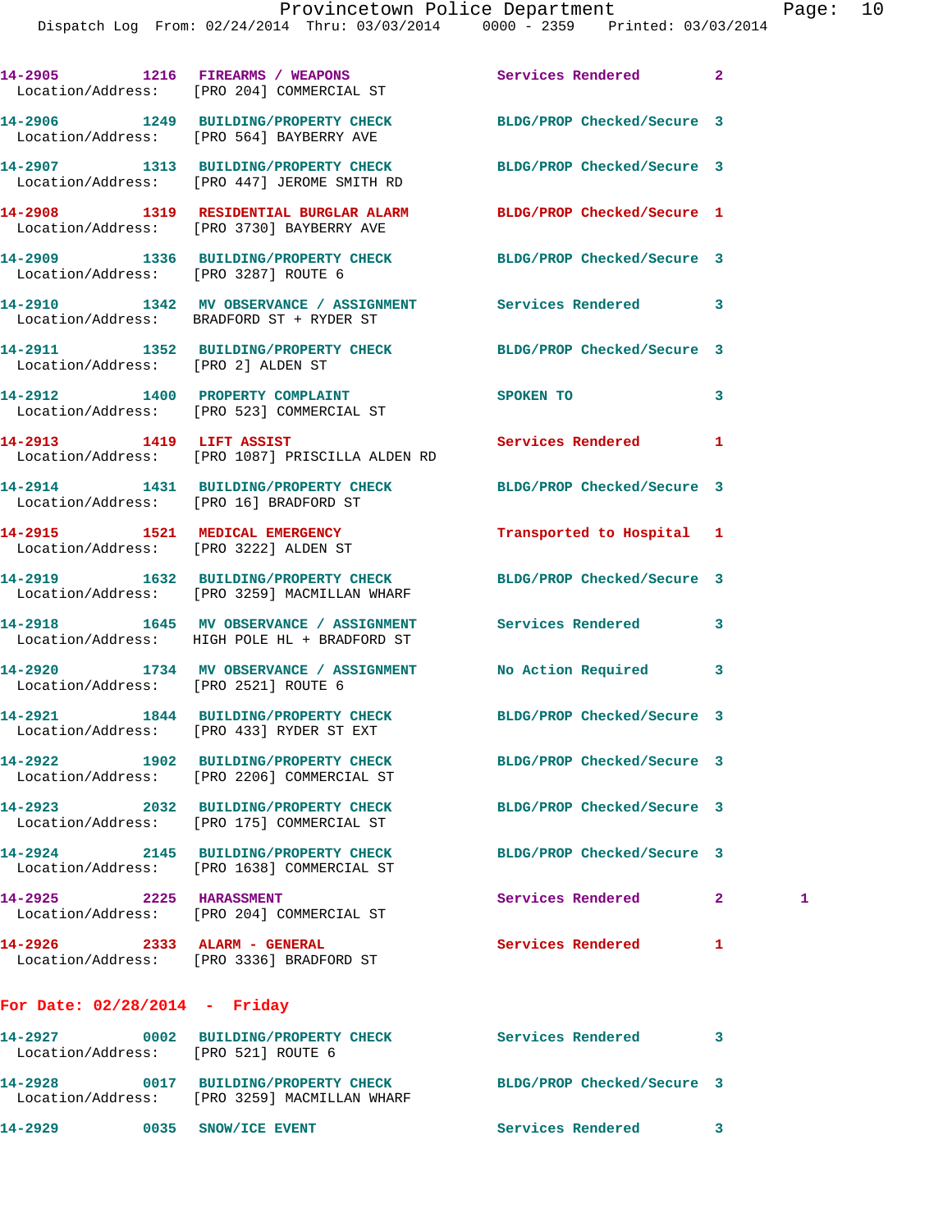14-2905 1216 FIREARMS / WEAPONS Services Rendered 2
Location/Address: [PRO 204] COMMERCIAL ST

14-2906 1249 BUILDING/PROPERTY CHECK BLDG/PROP Checked/Secure 3
Location/Address: [PRO 564] BAYBERRY AVE

14-2907 1313 BUILDING/PROPERTY CHECK BLDG/PROP Checked/Secure 3
Location/Address: [PRO 447] JEROME SMITH RD

14-2908 1319 RESIDENTIAL BURGLAR ALARM BLDG/PROP Checked/Secure 1
Location/Address: [PRO 3730] BAYBERRY AVE

14-2909 1336 BUILDING/PROPERTY CHECK BLDG/PROP Checked/Secure 3
Location/Address: [PRO 3287] ROUTE 6

14-2910 1342 MV OBSERVANCE / ASSIGNMENT Services Rendered 3
Location/Address: BRADFORD ST + RYDER ST

14-2911 1352 BUILDING/PROPERTY CHECK BLDG/PROP Checked/Secure 3
Location/Address: [PRO 2] ALDEN ST

14-2912 1400 PROPERTY COMPLAINT SPOKEN TO 3
Location/Address: [PRO 523] COMMERCIAL ST

14-2913 1419 LIFT ASSIST Services Rendered 1
Location/Address: [PRO 1087] PRISCILLA ALDEN RD

14-2914 1431 BUILDING/PROPERTY CHECK BLDG/PROP Checked/Secure 3
Location/Address: [PRO 16] BRADFORD ST

14-2915 1521 MEDICAL EMERGENCY Transported to Hospital 1
Location/Address: [PRO 3222] ALDEN ST

14-2919 1632 BUILDING/PROPERTY CHECK BLDG/PROP Checked/Secure 3
Location/Address: [PRO 3259] MACMILLAN WHARF

14-2918 1645 MV OBSERVANCE / ASSIGNMENT Services Rendered 3
Location/Address: HIGH POLE HL + BRADFORD ST

14-2920 1734 MV OBSERVANCE / ASSIGNMENT No Action Required 3
Location/Address: [PRO 2521] ROUTE 6

14-2921 1844 BUILDING/PROPERTY CHECK BLDG/PROP Checked/Secure 3
Location/Address: [PRO 433] RYDER ST EXT

14-2922 1902 BUILDING/PROPERTY CHECK BLDG/PROP Checked/Secure 3
Location/Address: [PRO 2206] COMMERCIAL ST

14-2923 2032 BUILDING/PROPERTY CHECK BLDG/PROP Checked/Secure 3
Location/Address: [PRO 175] COMMERCIAL ST

14-2924 2145 BUILDING/PROPERTY CHECK BLDG/PROP Checked/Secure 3
Location/Address: [PRO 1638] COMMERCIAL ST

14-2925 2225 HARASSMENT Services Rendered 2 1
Location/Address: [PRO 204] COMMERCIAL ST

14-2926 2333 ALARM - GENERAL Services Rendered 1
Location/Address: [PRO 3336] BRADFORD ST

## For Date: 02/28/2014 - Friday

14-2927 0002 BUILDING/PROPERTY CHECK Services Rendered 3
Location/Address: [PRO 521] ROUTE 6

14-2928 0017 BUILDING/PROPERTY CHECK BLDG/PROP Checked/Secure 3
Location/Address: [PRO 3259] MACMILLAN WHARF

14-2929 0035 SNOW/ICE EVENT Services Rendered 3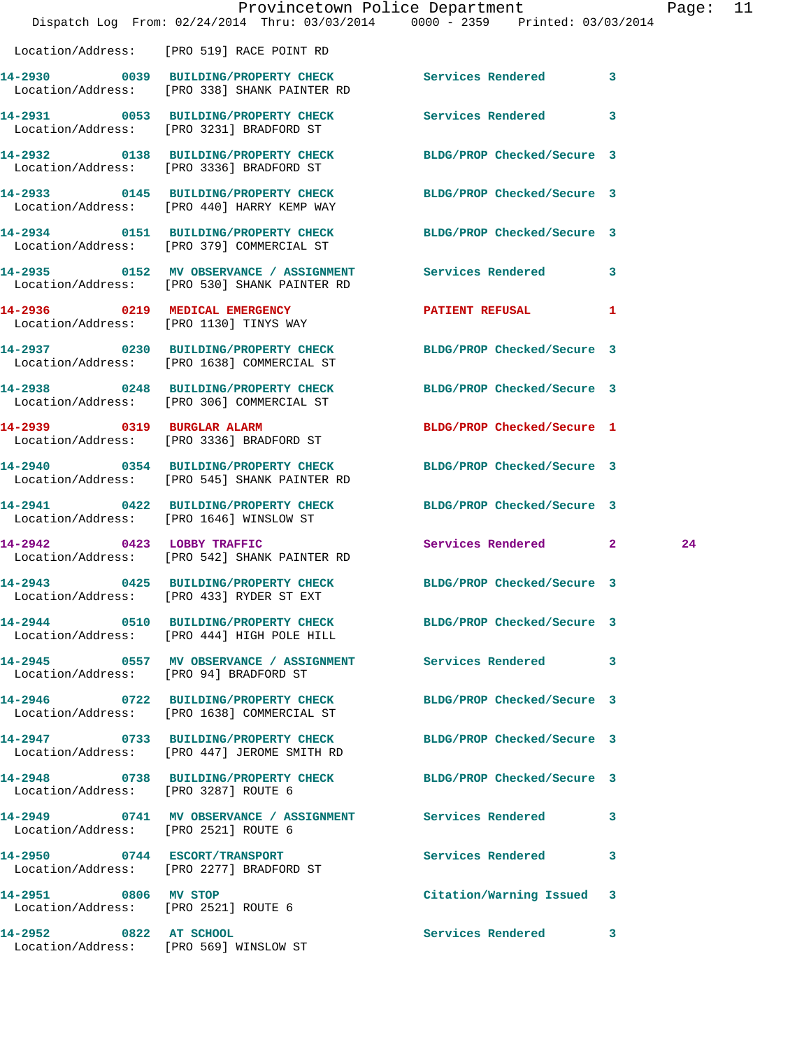Location/Address: [PRO 519] RACE POINT RD

14-2930 0039 BUILDING/PROPERTY CHECK Services Rendered 3
Location/Address: [PRO 338] SHANK PAINTER RD

14-2931 0053 BUILDING/PROPERTY CHECK Services Rendered 3
Location/Address: [PRO 3231] BRADFORD ST

14-2932 0138 BUILDING/PROPERTY CHECK BLDG/PROP Checked/Secure 3
Location/Address: [PRO 3336] BRADFORD ST

14-2933 0145 BUILDING/PROPERTY CHECK BLDG/PROP Checked/Secure 3
Location/Address: [PRO 440] HARRY KEMP WAY

14-2934 0151 BUILDING/PROPERTY CHECK BLDG/PROP Checked/Secure 3
Location/Address: [PRO 379] COMMERCIAL ST

14-2935 0152 MV OBSERVANCE / ASSIGNMENT Services Rendered 3
Location/Address: [PRO 530] SHANK PAINTER RD

14-2936 0219 MEDICAL EMERGENCY PATIENT REFUSAL 1
Location/Address: [PRO 1130] TINYS WAY

14-2937 0230 BUILDING/PROPERTY CHECK BLDG/PROP Checked/Secure 3
Location/Address: [PRO 1638] COMMERCIAL ST

14-2938 0248 BUILDING/PROPERTY CHECK BLDG/PROP Checked/Secure 3
Location/Address: [PRO 306] COMMERCIAL ST

14-2939 0319 BURGLAR ALARM BLDG/PROP Checked/Secure 1
Location/Address: [PRO 3336] BRADFORD ST

14-2940 0354 BUILDING/PROPERTY CHECK BLDG/PROP Checked/Secure 3
Location/Address: [PRO 545] SHANK PAINTER RD

14-2941 0422 BUILDING/PROPERTY CHECK BLDG/PROP Checked/Secure 3
Location/Address: [PRO 1646] WINSLOW ST

14-2942 0423 LOBBY TRAFFIC Services Rendered 2 24
Location/Address: [PRO 542] SHANK PAINTER RD

14-2943 0425 BUILDING/PROPERTY CHECK BLDG/PROP Checked/Secure 3
Location/Address: [PRO 433] RYDER ST EXT

14-2944 0510 BUILDING/PROPERTY CHECK BLDG/PROP Checked/Secure 3
Location/Address: [PRO 444] HIGH POLE HILL

14-2945 0557 MV OBSERVANCE / ASSIGNMENT Services Rendered 3
Location/Address: [PRO 94] BRADFORD ST

14-2946 0722 BUILDING/PROPERTY CHECK BLDG/PROP Checked/Secure 3
Location/Address: [PRO 1638] COMMERCIAL ST

14-2947 0733 BUILDING/PROPERTY CHECK BLDG/PROP Checked/Secure 3
Location/Address: [PRO 447] JEROME SMITH RD

14-2948 0738 BUILDING/PROPERTY CHECK BLDG/PROP Checked/Secure 3
Location/Address: [PRO 3287] ROUTE 6

14-2949 0741 MV OBSERVANCE / ASSIGNMENT Services Rendered 3
Location/Address: [PRO 2521] ROUTE 6

14-2950 0744 ESCORT/TRANSPORT Services Rendered 3
Location/Address: [PRO 2277] BRADFORD ST

14-2951 0806 MV STOP Citation/Warning Issued 3
Location/Address: [PRO 2521] ROUTE 6

14-2952 0822 AT SCHOOL Services Rendered 3
Location/Address: [PRO 569] WINSLOW ST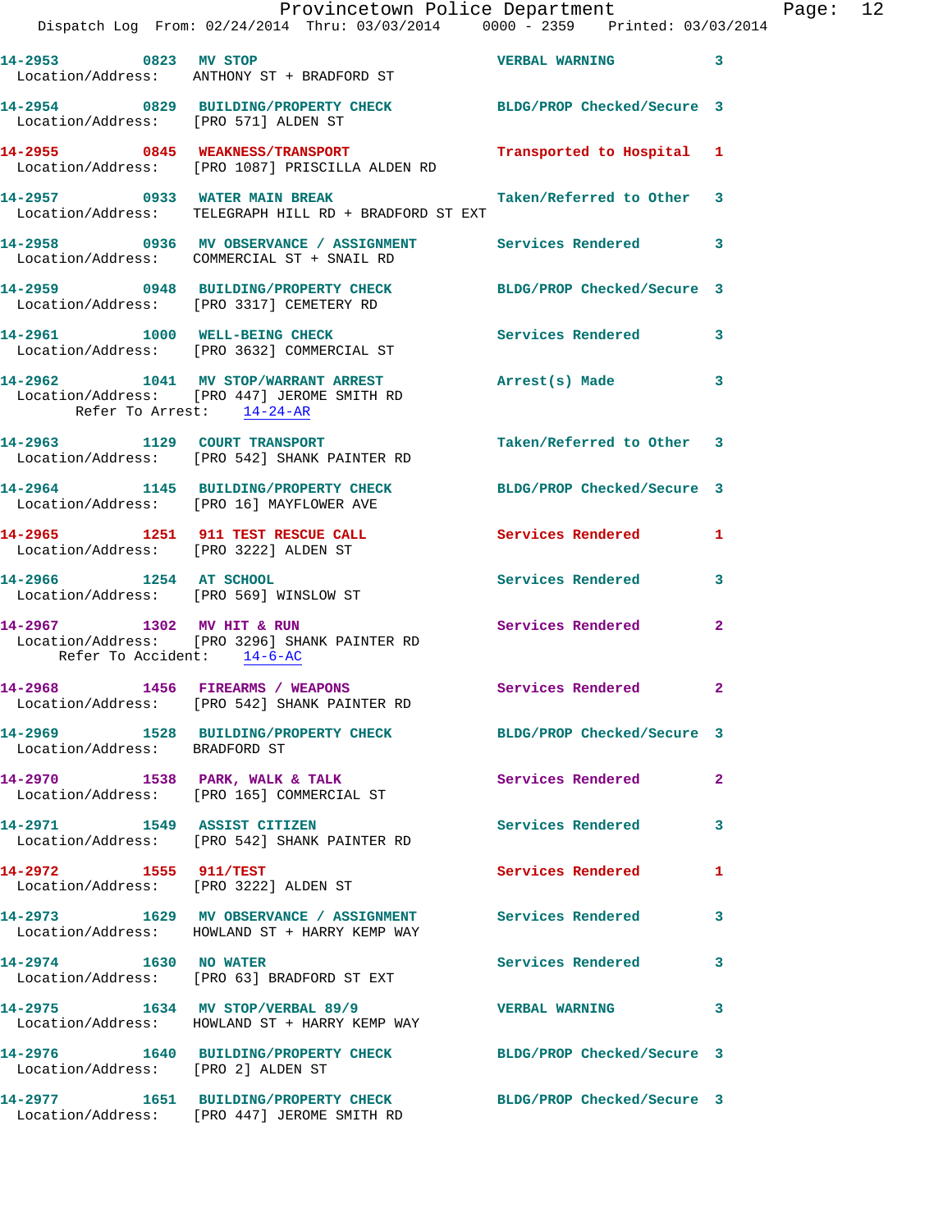14-2953 0823 MV STOP VERBAL WARNING 3
Location/Address: ANTHONY ST + BRADFORD ST

14-2954 0829 BUILDING/PROPERTY CHECK BLDG/PROP Checked/Secure 3
Location/Address: [PRO 571] ALDEN ST

14-2955 0845 WEAKNESS/TRANSPORT Transported to Hospital 1
Location/Address: [PRO 1087] PRISCILLA ALDEN RD

14-2957 0933 WATER MAIN BREAK Taken/Referred to Other 3
Location/Address: TELEGRAPH HILL RD + BRADFORD ST EXT

14-2958 0936 MV OBSERVANCE / ASSIGNMENT Services Rendered 3
Location/Address: COMMERCIAL ST + SNAIL RD

14-2959 0948 BUILDING/PROPERTY CHECK BLDG/PROP Checked/Secure 3
Location/Address: [PRO 3317] CEMETERY RD

14-2961 1000 WELL-BEING CHECK Services Rendered 3
Location/Address: [PRO 3632] COMMERCIAL ST

14-2962 1041 MV STOP/WARRANT ARREST Arrest(s) Made 3
Location/Address: [PRO 447] JEROME SMITH RD
Refer To Arrest: 14-24-AR

14-2963 1129 COURT TRANSPORT Taken/Referred to Other 3
Location/Address: [PRO 542] SHANK PAINTER RD

14-2964 1145 BUILDING/PROPERTY CHECK BLDG/PROP Checked/Secure 3
Location/Address: [PRO 16] MAYFLOWER AVE

14-2965 1251 911 TEST RESCUE CALL Services Rendered 1
Location/Address: [PRO 3222] ALDEN ST

14-2966 1254 AT SCHOOL Services Rendered 3
Location/Address: [PRO 569] WINSLOW ST

14-2967 1302 MV HIT & RUN Services Rendered 2
Location/Address: [PRO 3296] SHANK PAINTER RD
Refer To Accident: 14-6-AC

14-2968 1456 FIREARMS / WEAPONS Services Rendered 2
Location/Address: [PRO 542] SHANK PAINTER RD

14-2969 1528 BUILDING/PROPERTY CHECK BLDG/PROP Checked/Secure 3
Location/Address: BRADFORD ST

14-2970 1538 PARK, WALK & TALK Services Rendered 2
Location/Address: [PRO 165] COMMERCIAL ST

14-2971 1549 ASSIST CITIZEN Services Rendered 3
Location/Address: [PRO 542] SHANK PAINTER RD

14-2972 1555 911/TEST Services Rendered 1
Location/Address: [PRO 3222] ALDEN ST

14-2973 1629 MV OBSERVANCE / ASSIGNMENT Services Rendered 3
Location/Address: HOWLAND ST + HARRY KEMP WAY

14-2974 1630 NO WATER Services Rendered 3
Location/Address: [PRO 63] BRADFORD ST EXT

14-2975 1634 MV STOP/VERBAL 89/9 VERBAL WARNING 3
Location/Address: HOWLAND ST + HARRY KEMP WAY

14-2976 1640 BUILDING/PROPERTY CHECK BLDG/PROP Checked/Secure 3
Location/Address: [PRO 2] ALDEN ST

14-2977 1651 BUILDING/PROPERTY CHECK BLDG/PROP Checked/Secure 3
Location/Address: [PRO 447] JEROME SMITH RD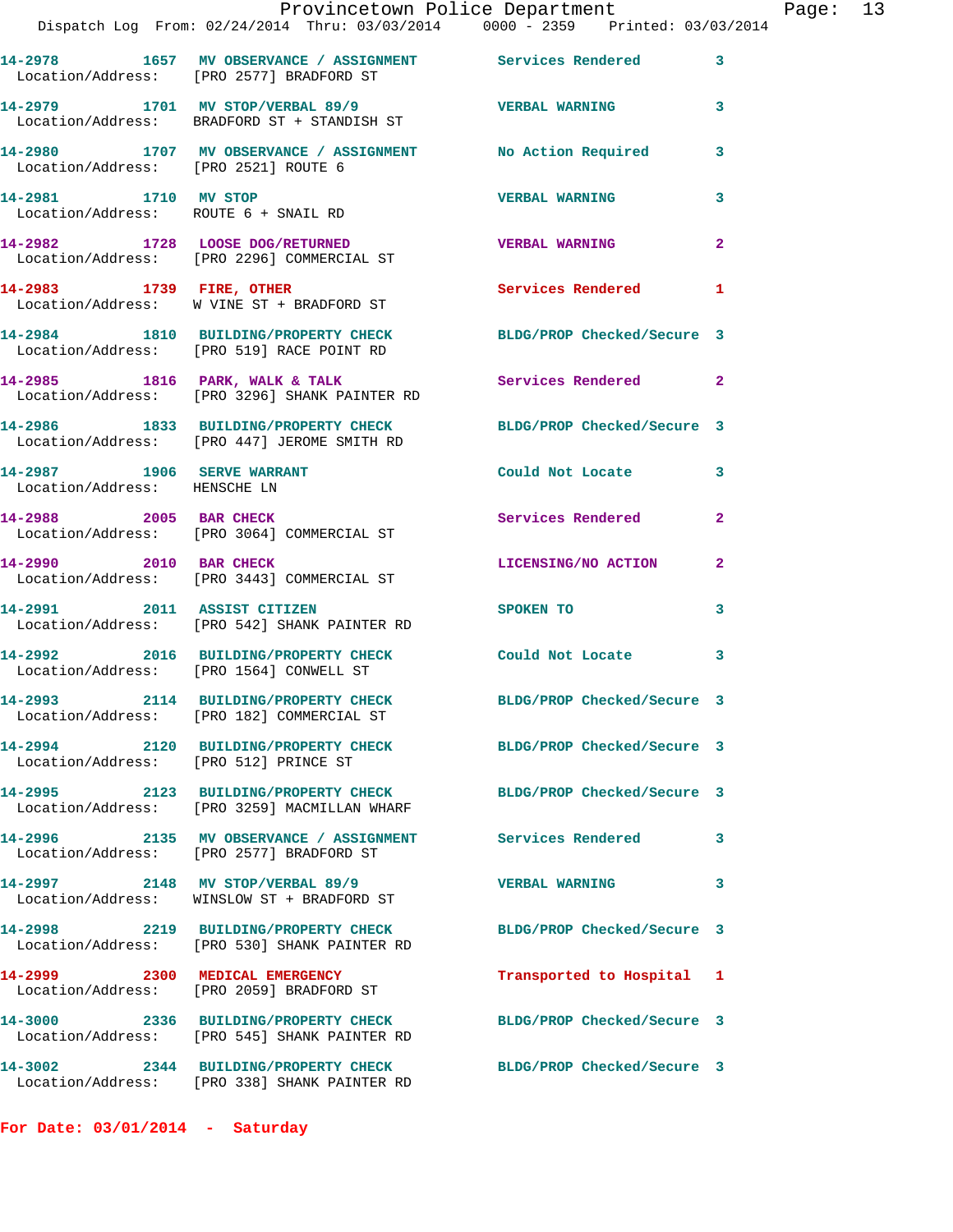14-2978 1657 MV OBSERVANCE / ASSIGNMENT Services Rendered 3
Location/Address: [PRO 2577] BRADFORD ST

14-2979 1701 MV STOP/VERBAL 89/9 VERBAL WARNING 3
Location/Address: BRADFORD ST + STANDISH ST

14-2980 1707 MV OBSERVANCE / ASSIGNMENT No Action Required 3
Location/Address: [PRO 2521] ROUTE 6

14-2981 1710 MV STOP VERBAL WARNING 3
Location/Address: ROUTE 6 + SNAIL RD

14-2982 1728 LOOSE DOG/RETURNED VERBAL WARNING 2
Location/Address: [PRO 2296] COMMERCIAL ST

14-2983 1739 FIRE, OTHER Services Rendered 1
Location/Address: W VINE ST + BRADFORD ST

14-2984 1810 BUILDING/PROPERTY CHECK BLDG/PROP Checked/Secure 3
Location/Address: [PRO 519] RACE POINT RD

14-2985 1816 PARK, WALK & TALK Services Rendered 2
Location/Address: [PRO 3296] SHANK PAINTER RD

14-2986 1833 BUILDING/PROPERTY CHECK BLDG/PROP Checked/Secure 3
Location/Address: [PRO 447] JEROME SMITH RD

14-2987 1906 SERVE WARRANT Could Not Locate 3
Location/Address: HENSCHE LN

14-2988 2005 BAR CHECK Services Rendered 2
Location/Address: [PRO 3064] COMMERCIAL ST

14-2990 2010 BAR CHECK LICENSING/NO ACTION 2
Location/Address: [PRO 3443] COMMERCIAL ST

14-2991 2011 ASSIST CITIZEN SPOKEN TO 3
Location/Address: [PRO 542] SHANK PAINTER RD

14-2992 2016 BUILDING/PROPERTY CHECK Could Not Locate 3
Location/Address: [PRO 1564] CONWELL ST

14-2993 2114 BUILDING/PROPERTY CHECK BLDG/PROP Checked/Secure 3
Location/Address: [PRO 182] COMMERCIAL ST

14-2994 2120 BUILDING/PROPERTY CHECK BLDG/PROP Checked/Secure 3
Location/Address: [PRO 512] PRINCE ST

14-2995 2123 BUILDING/PROPERTY CHECK BLDG/PROP Checked/Secure 3
Location/Address: [PRO 3259] MACMILLAN WHARF

14-2996 2135 MV OBSERVANCE / ASSIGNMENT Services Rendered 3
Location/Address: [PRO 2577] BRADFORD ST

14-2997 2148 MV STOP/VERBAL 89/9 VERBAL WARNING 3
Location/Address: WINSLOW ST + BRADFORD ST

14-2998 2219 BUILDING/PROPERTY CHECK BLDG/PROP Checked/Secure 3
Location/Address: [PRO 530] SHANK PAINTER RD

14-2999 2300 MEDICAL EMERGENCY Transported to Hospital 1
Location/Address: [PRO 2059] BRADFORD ST

14-3000 2336 BUILDING/PROPERTY CHECK BLDG/PROP Checked/Secure 3
Location/Address: [PRO 545] SHANK PAINTER RD

14-3002 2344 BUILDING/PROPERTY CHECK BLDG/PROP Checked/Secure 3
Location/Address: [PRO 338] SHANK PAINTER RD

**For Date: 03/01/2014 - Saturday**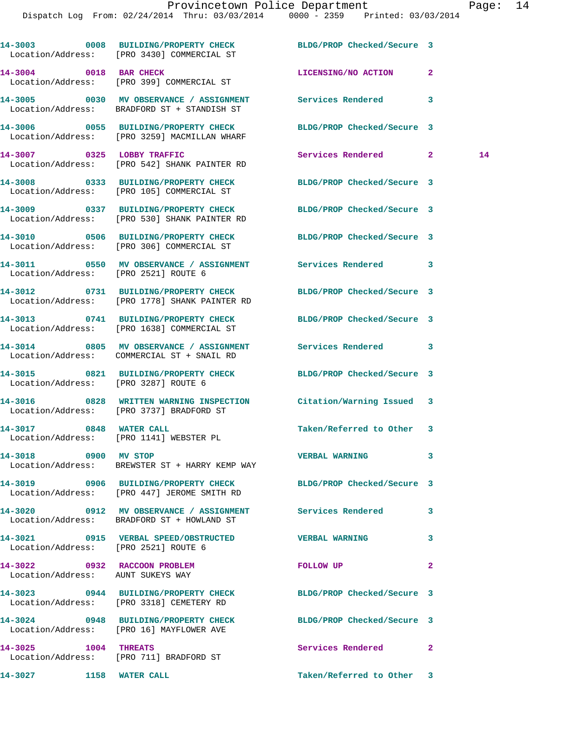14-3003 0008 BUILDING/PROPERTY CHECK BLDG/PROP Checked/Secure 3
Location/Address: [PRO 3430] COMMERCIAL ST

14-3004 0018 BAR CHECK LICENSING/NO ACTION 2
Location/Address: [PRO 399] COMMERCIAL ST

14-3005 0030 MV OBSERVANCE / ASSIGNMENT Services Rendered 3
Location/Address: BRADFORD ST + STANDISH ST

14-3006 0055 BUILDING/PROPERTY CHECK BLDG/PROP Checked/Secure 3
Location/Address: [PRO 3259] MACMILLAN WHARF

14-3007 0325 LOBBY TRAFFIC Services Rendered 2 14
Location/Address: [PRO 542] SHANK PAINTER RD

14-3008 0333 BUILDING/PROPERTY CHECK BLDG/PROP Checked/Secure 3
Location/Address: [PRO 105] COMMERCIAL ST

14-3009 0337 BUILDING/PROPERTY CHECK BLDG/PROP Checked/Secure 3
Location/Address: [PRO 530] SHANK PAINTER RD

14-3010 0506 BUILDING/PROPERTY CHECK BLDG/PROP Checked/Secure 3
Location/Address: [PRO 306] COMMERCIAL ST

14-3011 0550 MV OBSERVANCE / ASSIGNMENT Services Rendered 3
Location/Address: [PRO 2521] ROUTE 6

14-3012 0731 BUILDING/PROPERTY CHECK BLDG/PROP Checked/Secure 3
Location/Address: [PRO 1778] SHANK PAINTER RD

14-3013 0741 BUILDING/PROPERTY CHECK BLDG/PROP Checked/Secure 3
Location/Address: [PRO 1638] COMMERCIAL ST

14-3014 0805 MV OBSERVANCE / ASSIGNMENT Services Rendered 3
Location/Address: COMMERCIAL ST + SNAIL RD

14-3015 0821 BUILDING/PROPERTY CHECK BLDG/PROP Checked/Secure 3
Location/Address: [PRO 3287] ROUTE 6

14-3016 0828 WRITTEN WARNING INSPECTION Citation/Warning Issued 3
Location/Address: [PRO 3737] BRADFORD ST

14-3017 0848 WATER CALL Taken/Referred to Other 3
Location/Address: [PRO 1141] WEBSTER PL

14-3018 0900 MV STOP VERBAL WARNING 3
Location/Address: BREWSTER ST + HARRY KEMP WAY

14-3019 0906 BUILDING/PROPERTY CHECK BLDG/PROP Checked/Secure 3
Location/Address: [PRO 447] JEROME SMITH RD

14-3020 0912 MV OBSERVANCE / ASSIGNMENT Services Rendered 3
Location/Address: BRADFORD ST + HOWLAND ST

14-3021 0915 VERBAL SPEED/OBSTRUCTED VERBAL WARNING 3
Location/Address: [PRO 2521] ROUTE 6

14-3022 0932 RACCOON PROBLEM FOLLOW UP 2
Location/Address: AUNT SUKEYS WAY

14-3023 0944 BUILDING/PROPERTY CHECK BLDG/PROP Checked/Secure 3
Location/Address: [PRO 3318] CEMETERY RD

14-3024 0948 BUILDING/PROPERTY CHECK BLDG/PROP Checked/Secure 3
Location/Address: [PRO 16] MAYFLOWER AVE

14-3025 1004 THREATS Services Rendered 2
Location/Address: [PRO 711] BRADFORD ST

14-3027 1158 WATER CALL Taken/Referred to Other 3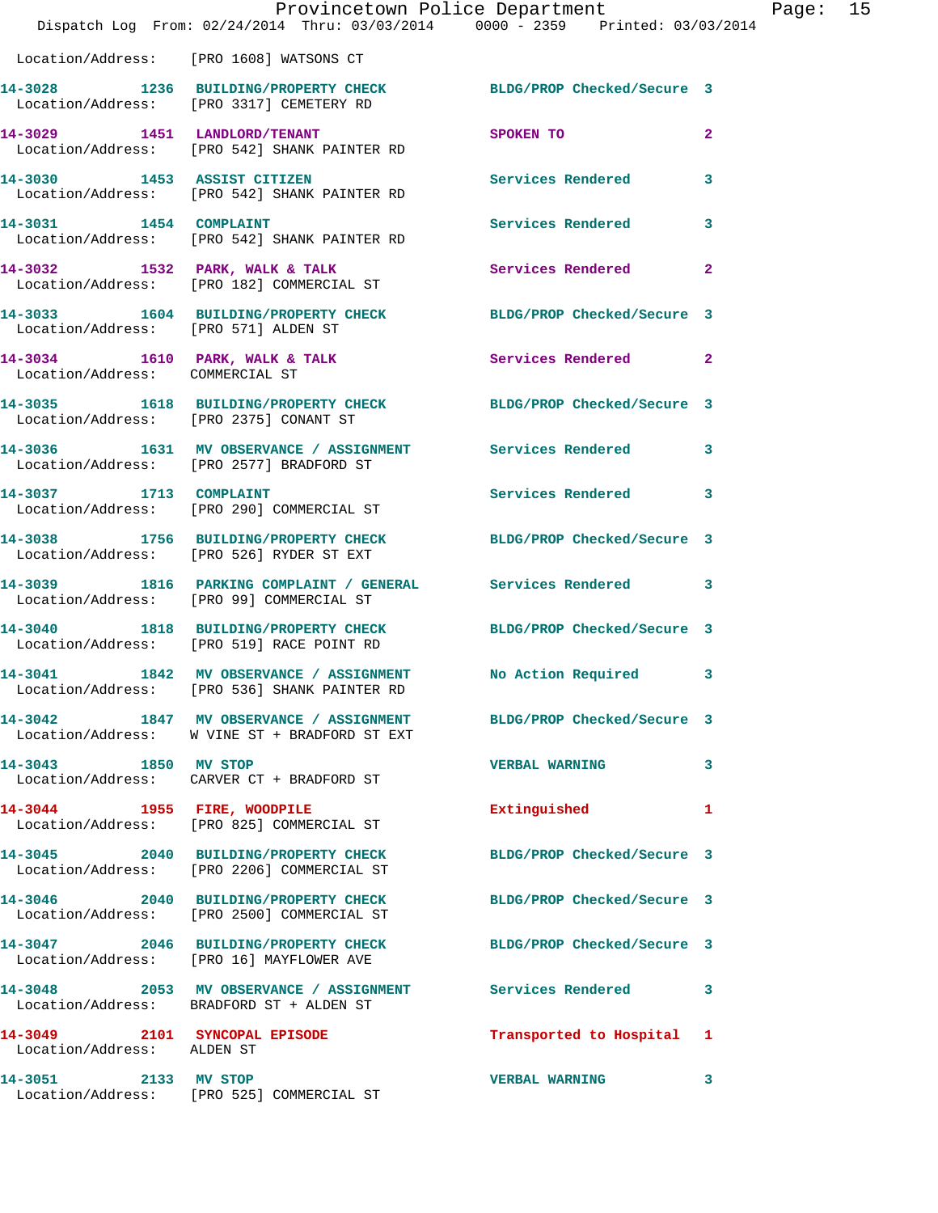Location/Address: [PRO 1608] WATSONS CT

| | | | | |
|---|---|---|---|---|
| 14-3028 | 1236 | BUILDING/PROPERTY CHECK | BLDG/PROP Checked/Secure | 3 |
| Location/Address: | [PRO 3317] CEMETERY RD | | | |
| 14-3029 | 1451 | LANDLORD/TENANT | SPOKEN TO | 2 |
| Location/Address: | [PRO 542] SHANK PAINTER RD | | | |
| 14-3030 | 1453 | ASSIST CITIZEN | Services Rendered | 3 |
| Location/Address: | [PRO 542] SHANK PAINTER RD | | | |
| 14-3031 | 1454 | COMPLAINT | Services Rendered | 3 |
| Location/Address: | [PRO 542] SHANK PAINTER RD | | | |
| 14-3032 | 1532 | PARK, WALK & TALK | Services Rendered | 2 |
| Location/Address: | [PRO 182] COMMERCIAL ST | | | |
| 14-3033 | 1604 | BUILDING/PROPERTY CHECK | BLDG/PROP Checked/Secure | 3 |
| Location/Address: | [PRO 571] ALDEN ST | | | |
| 14-3034 | 1610 | PARK, WALK & TALK | Services Rendered | 2 |
| Location/Address: | COMMERCIAL ST | | | |
| 14-3035 | 1618 | BUILDING/PROPERTY CHECK | BLDG/PROP Checked/Secure | 3 |
| Location/Address: | [PRO 2375] CONANT ST | | | |
| 14-3036 | 1631 | MV OBSERVANCE / ASSIGNMENT | Services Rendered | 3 |
| Location/Address: | [PRO 2577] BRADFORD ST | | | |
| 14-3037 | 1713 | COMPLAINT | Services Rendered | 3 |
| Location/Address: | [PRO 290] COMMERCIAL ST | | | |
| 14-3038 | 1756 | BUILDING/PROPERTY CHECK | BLDG/PROP Checked/Secure | 3 |
| Location/Address: | [PRO 526] RYDER ST EXT | | | |
| 14-3039 | 1816 | PARKING COMPLAINT / GENERAL | Services Rendered | 3 |
| Location/Address: | [PRO 99] COMMERCIAL ST | | | |
| 14-3040 | 1818 | BUILDING/PROPERTY CHECK | BLDG/PROP Checked/Secure | 3 |
| Location/Address: | [PRO 519] RACE POINT RD | | | |
| 14-3041 | 1842 | MV OBSERVANCE / ASSIGNMENT | No Action Required | 3 |
| Location/Address: | [PRO 536] SHANK PAINTER RD | | | |
| 14-3042 | 1847 | MV OBSERVANCE / ASSIGNMENT | BLDG/PROP Checked/Secure | 3 |
| Location/Address: | W VINE ST + BRADFORD ST EXT | | | |
| 14-3043 | 1850 | MV STOP | VERBAL WARNING | 3 |
| Location/Address: | CARVER CT + BRADFORD ST | | | |
| 14-3044 | 1955 | FIRE, WOODPILE | Extinguished | 1 |
| Location/Address: | [PRO 825] COMMERCIAL ST | | | |
| 14-3045 | 2040 | BUILDING/PROPERTY CHECK | BLDG/PROP Checked/Secure | 3 |
| Location/Address: | [PRO 2206] COMMERCIAL ST | | | |
| 14-3046 | 2040 | BUILDING/PROPERTY CHECK | BLDG/PROP Checked/Secure | 3 |
| Location/Address: | [PRO 2500] COMMERCIAL ST | | | |
| 14-3047 | 2046 | BUILDING/PROPERTY CHECK | BLDG/PROP Checked/Secure | 3 |
| Location/Address: | [PRO 16] MAYFLOWER AVE | | | |
| 14-3048 | 2053 | MV OBSERVANCE / ASSIGNMENT | Services Rendered | 3 |
| Location/Address: | BRADFORD ST + ALDEN ST | | | |
| 14-3049 | 2101 | SYNCOPAL EPISODE | Transported to Hospital | 1 |
| Location/Address: | ALDEN ST | | | |
| 14-3051 | 2133 | MV STOP | VERBAL WARNING | 3 |
| Location/Address: | [PRO 525] COMMERCIAL ST | | | |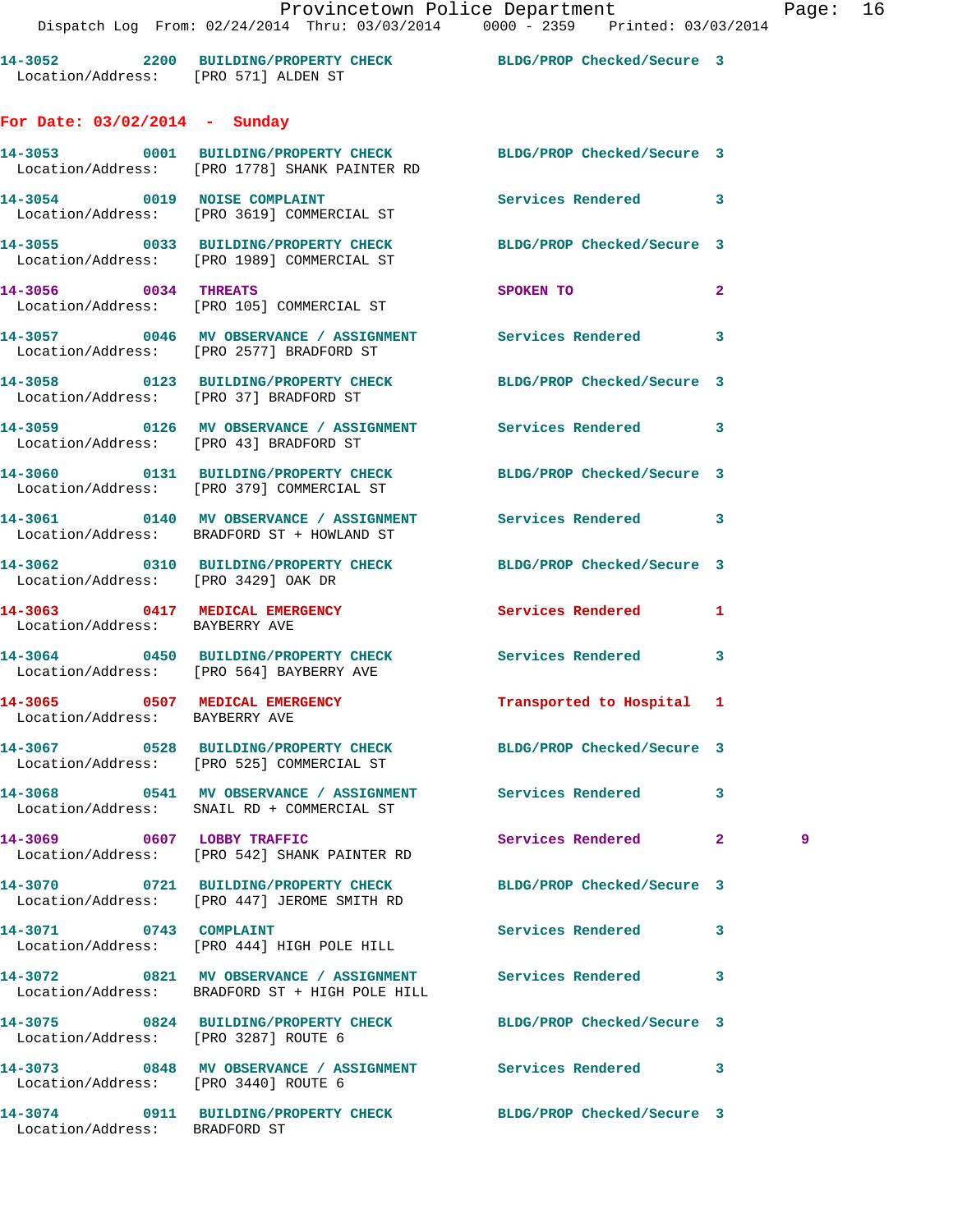14-3052 2200 BUILDING/PROPERTY CHECK BLDG/PROP Checked/Secure 3
Location/Address: [PRO 571] ALDEN ST

**For Date: 03/02/2014 - Sunday**

14-3053 0001 BUILDING/PROPERTY CHECK BLDG/PROP Checked/Secure 3
Location/Address: [PRO 1778] SHANK PAINTER RD

14-3054 0019 NOISE COMPLAINT Services Rendered 3
Location/Address: [PRO 3619] COMMERCIAL ST

14-3055 0033 BUILDING/PROPERTY CHECK BLDG/PROP Checked/Secure 3
Location/Address: [PRO 1989] COMMERCIAL ST

14-3056 0034 THREATS SPOKEN TO 2
Location/Address: [PRO 105] COMMERCIAL ST

14-3057 0046 MV OBSERVANCE / ASSIGNMENT Services Rendered 3
Location/Address: [PRO 2577] BRADFORD ST

14-3058 0123 BUILDING/PROPERTY CHECK BLDG/PROP Checked/Secure 3
Location/Address: [PRO 37] BRADFORD ST

14-3059 0126 MV OBSERVANCE / ASSIGNMENT Services Rendered 3
Location/Address: [PRO 43] BRADFORD ST

14-3060 0131 BUILDING/PROPERTY CHECK BLDG/PROP Checked/Secure 3
Location/Address: [PRO 379] COMMERCIAL ST

14-3061 0140 MV OBSERVANCE / ASSIGNMENT Services Rendered 3
Location/Address: BRADFORD ST + HOWLAND ST

14-3062 0310 BUILDING/PROPERTY CHECK BLDG/PROP Checked/Secure 3
Location/Address: [PRO 3429] OAK DR

14-3063 0417 MEDICAL EMERGENCY Services Rendered 1
Location/Address: BAYBERRY AVE

14-3064 0450 BUILDING/PROPERTY CHECK Services Rendered 3
Location/Address: [PRO 564] BAYBERRY AVE

14-3065 0507 MEDICAL EMERGENCY Transported to Hospital 1
Location/Address: BAYBERRY AVE

14-3067 0528 BUILDING/PROPERTY CHECK BLDG/PROP Checked/Secure 3
Location/Address: [PRO 525] COMMERCIAL ST

14-3068 0541 MV OBSERVANCE / ASSIGNMENT Services Rendered 3
Location/Address: SNAIL RD + COMMERCIAL ST

14-3069 0607 LOBBY TRAFFIC Services Rendered 2 9
Location/Address: [PRO 542] SHANK PAINTER RD

14-3070 0721 BUILDING/PROPERTY CHECK BLDG/PROP Checked/Secure 3
Location/Address: [PRO 447] JEROME SMITH RD

14-3071 0743 COMPLAINT Services Rendered 3
Location/Address: [PRO 444] HIGH POLE HILL

14-3072 0821 MV OBSERVANCE / ASSIGNMENT Services Rendered 3
Location/Address: BRADFORD ST + HIGH POLE HILL

14-3075 0824 BUILDING/PROPERTY CHECK BLDG/PROP Checked/Secure 3
Location/Address: [PRO 3287] ROUTE 6

14-3073 0848 MV OBSERVANCE / ASSIGNMENT Services Rendered 3
Location/Address: [PRO 3440] ROUTE 6

14-3074 0911 BUILDING/PROPERTY CHECK BLDG/PROP Checked/Secure 3
Location/Address: BRADFORD ST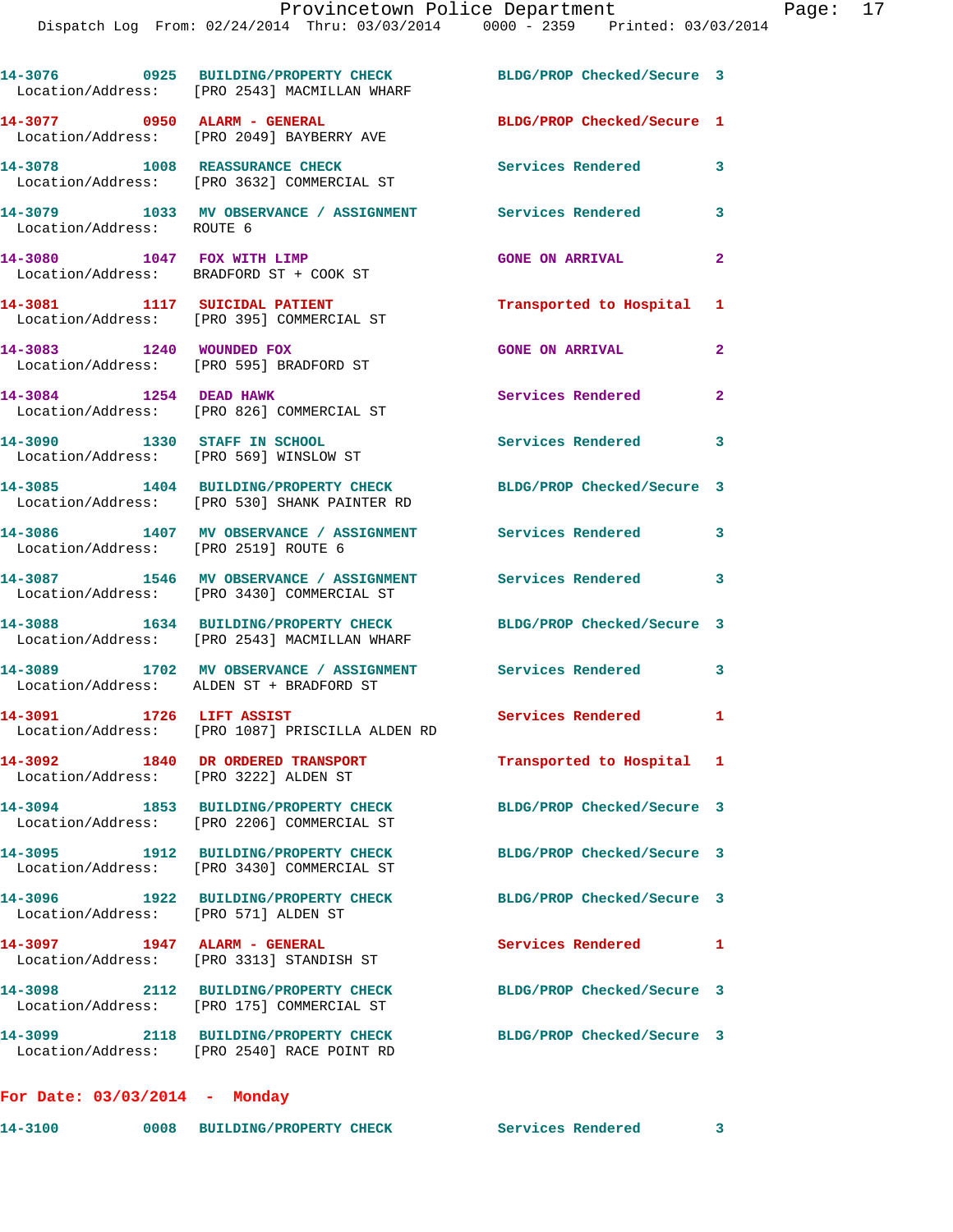14-3076 0925 BUILDING/PROPERTY CHECK BLDG/PROP Checked/Secure 3
Location/Address: [PRO 2543] MACMILLAN WHARF

14-3077 0950 ALARM - GENERAL BLDG/PROP Checked/Secure 1
Location/Address: [PRO 2049] BAYBERRY AVE

14-3078 1008 REASSURANCE CHECK Services Rendered 3
Location/Address: [PRO 3632] COMMERCIAL ST

14-3079 1033 MV OBSERVANCE / ASSIGNMENT Services Rendered 3
Location/Address: ROUTE 6

14-3080 1047 FOX WITH LIMP GONE ON ARRIVAL 2
Location/Address: BRADFORD ST + COOK ST

14-3081 1117 SUICIDAL PATIENT Transported to Hospital 1
Location/Address: [PRO 395] COMMERCIAL ST

14-3083 1240 WOUNDED FOX GONE ON ARRIVAL 2
Location/Address: [PRO 595] BRADFORD ST

14-3084 1254 DEAD HAWK Services Rendered 2
Location/Address: [PRO 826] COMMERCIAL ST

14-3090 1330 STAFF IN SCHOOL Services Rendered 3
Location/Address: [PRO 569] WINSLOW ST

14-3085 1404 BUILDING/PROPERTY CHECK BLDG/PROP Checked/Secure 3
Location/Address: [PRO 530] SHANK PAINTER RD

14-3086 1407 MV OBSERVANCE / ASSIGNMENT Services Rendered 3
Location/Address: [PRO 2519] ROUTE 6

14-3087 1546 MV OBSERVANCE / ASSIGNMENT Services Rendered 3
Location/Address: [PRO 3430] COMMERCIAL ST

14-3088 1634 BUILDING/PROPERTY CHECK BLDG/PROP Checked/Secure 3
Location/Address: [PRO 2543] MACMILLAN WHARF

14-3089 1702 MV OBSERVANCE / ASSIGNMENT Services Rendered 3
Location/Address: ALDEN ST + BRADFORD ST

14-3091 1726 LIFT ASSIST Services Rendered 1
Location/Address: [PRO 1087] PRISCILLA ALDEN RD

14-3092 1840 DR ORDERED TRANSPORT Transported to Hospital 1
Location/Address: [PRO 3222] ALDEN ST

14-3094 1853 BUILDING/PROPERTY CHECK BLDG/PROP Checked/Secure 3
Location/Address: [PRO 2206] COMMERCIAL ST

14-3095 1912 BUILDING/PROPERTY CHECK BLDG/PROP Checked/Secure 3
Location/Address: [PRO 3430] COMMERCIAL ST

14-3096 1922 BUILDING/PROPERTY CHECK BLDG/PROP Checked/Secure 3
Location/Address: [PRO 571] ALDEN ST

14-3097 1947 ALARM - GENERAL Services Rendered 1
Location/Address: [PRO 3313] STANDISH ST

14-3098 2112 BUILDING/PROPERTY CHECK BLDG/PROP Checked/Secure 3
Location/Address: [PRO 175] COMMERCIAL ST

14-3099 2118 BUILDING/PROPERTY CHECK BLDG/PROP Checked/Secure 3
Location/Address: [PRO 2540] RACE POINT RD

**For Date: 03/03/2014 - Monday**

14-3100 0008 BUILDING/PROPERTY CHECK Services Rendered 3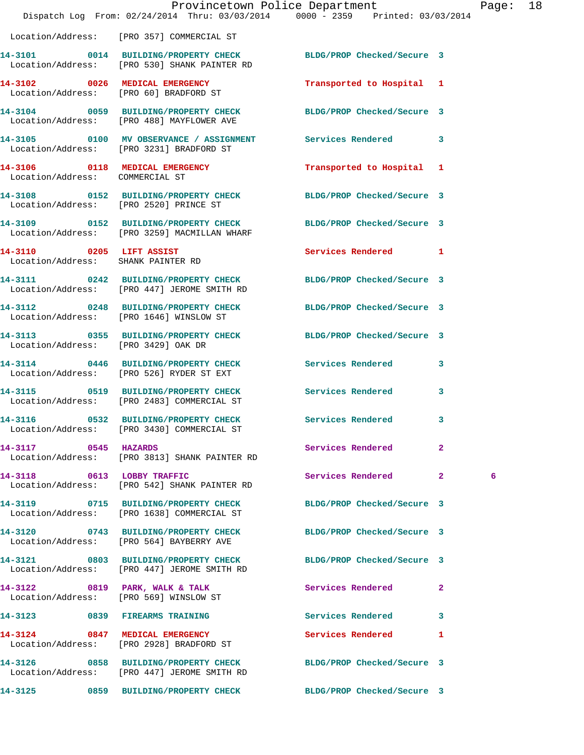Location/Address: [PRO 357] COMMERCIAL ST

14-3101 0014 BUILDING/PROPERTY CHECK BLDG/PROP Checked/Secure 3
Location/Address: [PRO 530] SHANK PAINTER RD

14-3102 0026 MEDICAL EMERGENCY Transported to Hospital 1
Location/Address: [PRO 60] BRADFORD ST

14-3104 0059 BUILDING/PROPERTY CHECK BLDG/PROP Checked/Secure 3
Location/Address: [PRO 488] MAYFLOWER AVE

14-3105 0100 MV OBSERVANCE / ASSIGNMENT Services Rendered 3
Location/Address: [PRO 3231] BRADFORD ST

14-3106 0118 MEDICAL EMERGENCY Transported to Hospital 1
Location/Address: COMMERCIAL ST

14-3108 0152 BUILDING/PROPERTY CHECK BLDG/PROP Checked/Secure 3
Location/Address: [PRO 2520] PRINCE ST

14-3109 0152 BUILDING/PROPERTY CHECK BLDG/PROP Checked/Secure 3
Location/Address: [PRO 3259] MACMILLAN WHARF

14-3110 0205 LIFT ASSIST Services Rendered 1
Location/Address: SHANK PAINTER RD

14-3111 0242 BUILDING/PROPERTY CHECK BLDG/PROP Checked/Secure 3
Location/Address: [PRO 447] JEROME SMITH RD

14-3112 0248 BUILDING/PROPERTY CHECK BLDG/PROP Checked/Secure 3
Location/Address: [PRO 1646] WINSLOW ST

14-3113 0355 BUILDING/PROPERTY CHECK BLDG/PROP Checked/Secure 3
Location/Address: [PRO 3429] OAK DR

14-3114 0446 BUILDING/PROPERTY CHECK Services Rendered 3
Location/Address: [PRO 526] RYDER ST EXT

14-3115 0519 BUILDING/PROPERTY CHECK Services Rendered 3
Location/Address: [PRO 2483] COMMERCIAL ST

14-3116 0532 BUILDING/PROPERTY CHECK Services Rendered 3
Location/Address: [PRO 3430] COMMERCIAL ST

14-3117 0545 HAZARDS Services Rendered 2
Location/Address: [PRO 3813] SHANK PAINTER RD

14-3118 0613 LOBBY TRAFFIC Services Rendered 2 6
Location/Address: [PRO 542] SHANK PAINTER RD

14-3119 0715 BUILDING/PROPERTY CHECK BLDG/PROP Checked/Secure 3
Location/Address: [PRO 1638] COMMERCIAL ST

14-3120 0743 BUILDING/PROPERTY CHECK BLDG/PROP Checked/Secure 3
Location/Address: [PRO 564] BAYBERRY AVE

14-3121 0803 BUILDING/PROPERTY CHECK BLDG/PROP Checked/Secure 3
Location/Address: [PRO 447] JEROME SMITH RD

14-3122 0819 PARK, WALK & TALK Services Rendered 2
Location/Address: [PRO 569] WINSLOW ST

14-3123 0839 FIREARMS TRAINING Services Rendered 3

14-3124 0847 MEDICAL EMERGENCY Services Rendered 1
Location/Address: [PRO 2928] BRADFORD ST

14-3126 0858 BUILDING/PROPERTY CHECK BLDG/PROP Checked/Secure 3
Location/Address: [PRO 447] JEROME SMITH RD

14-3125 0859 BUILDING/PROPERTY CHECK BLDG/PROP Checked/Secure 3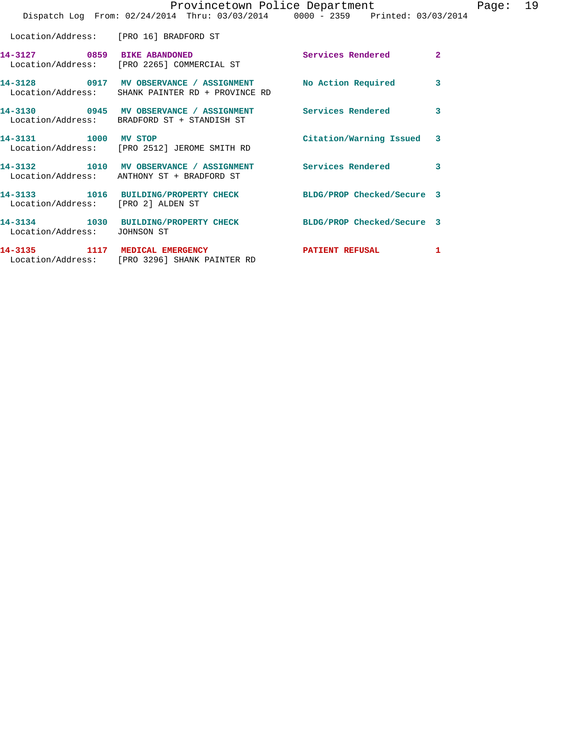Location/Address: [PRO 16] BRADFORD ST

**14-3127 0859 BIKE ABANDONED** Services Rendered 2
Location/Address: [PRO 2265] COMMERCIAL ST

**14-3128 0917 MV OBSERVANCE / ASSIGNMENT** No Action Required 3
Location/Address: SHANK PAINTER RD + PROVINCE RD

**14-3130 0945 MV OBSERVANCE / ASSIGNMENT** Services Rendered 3
Location/Address: BRADFORD ST + STANDISH ST

**14-3131 1000 MV STOP** Citation/Warning Issued 3
Location/Address: [PRO 2512] JEROME SMITH RD

**14-3132 1010 MV OBSERVANCE / ASSIGNMENT** Services Rendered 3
Location/Address: ANTHONY ST + BRADFORD ST

**14-3133 1016 BUILDING/PROPERTY CHECK** BLDG/PROP Checked/Secure 3
Location/Address: [PRO 2] ALDEN ST

**14-3134 1030 BUILDING/PROPERTY CHECK** BLDG/PROP Checked/Secure 3
Location/Address: JOHNSON ST

**14-3135 1117 MEDICAL EMERGENCY** PATIENT REFUSAL 1
Location/Address: [PRO 3296] SHANK PAINTER RD